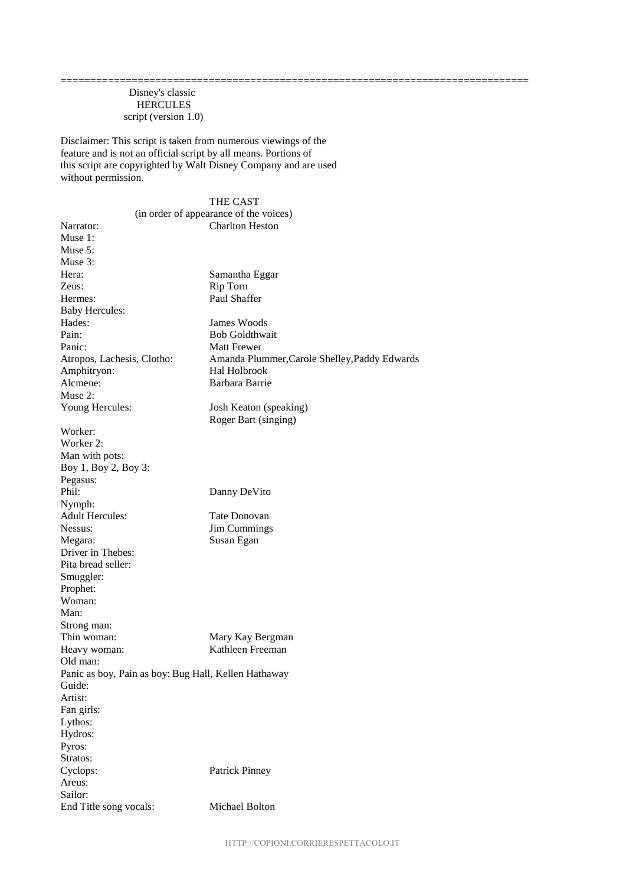===============================================================================

Disney's classic
HERCULES
script (version 1.0)

Disclaimer: This script is taken from numerous viewings of the feature and is not an official script by all means. Portions of this script are copyrighted by Walt Disney Company and are used without permission.

THE CAST
(in order of appearance of the voices)

| | |
|---|---|
| Narrator: | Charlton Heston |
| Muse 1: | |
| Muse 5: | |
| Muse 3: | |
| Hera: | Samantha Eggar |
| Zeus: | Rip Torn |
| Hermes: | Paul Shaffer |
| Baby Hercules: | |
| Hades: | James Woods |
| Pain: | Bob Goldthwait |
| Panic: | Matt Frewer |
| Atropos, Lachesis, Clotho: | Amanda Plummer,Carole Shelley,Paddy Edwards |
| Amphitryon: | Hal Holbrook |
| Alcmene: | Barbara Barrie |
| Muse 2: | |
| Young Hercules: | Josh Keaton (speaking)<br>Roger Bart (singing) |
| Worker: | |
| Worker 2: | |
| Man with pots: | |
| Boy 1, Boy 2, Boy 3: | |
| Pegasus: | |
| Phil: | Danny DeVito |
| Nymph: | |
| Adult Hercules: | Tate Donovan |
| Nessus: | Jim Cummings |
| Megara: | Susan Egan |
| Driver in Thebes: | |
| Pita bread seller: | |
| Smuggler: | |
| Prophet: | |
| Woman: | |
| Man: | |
| Strong man: | |
| Thin woman: | Mary Kay Bergman |
| Heavy woman: | Kathleen Freeman |
| Old man: | |
| Panic as boy, Pain as boy: Bug Hall, Kellen Hathaway | |
| Guide: | |
| Artist: | |
| Fan girls: | |
| Lythos: | |
| Hydros: | |
| Pyros: | |
| Stratos: | |
| Cyclops: | Patrick Pinney |
| Areus: | |
| Sailor: | |
| End Title song vocals: | Michael Bolton |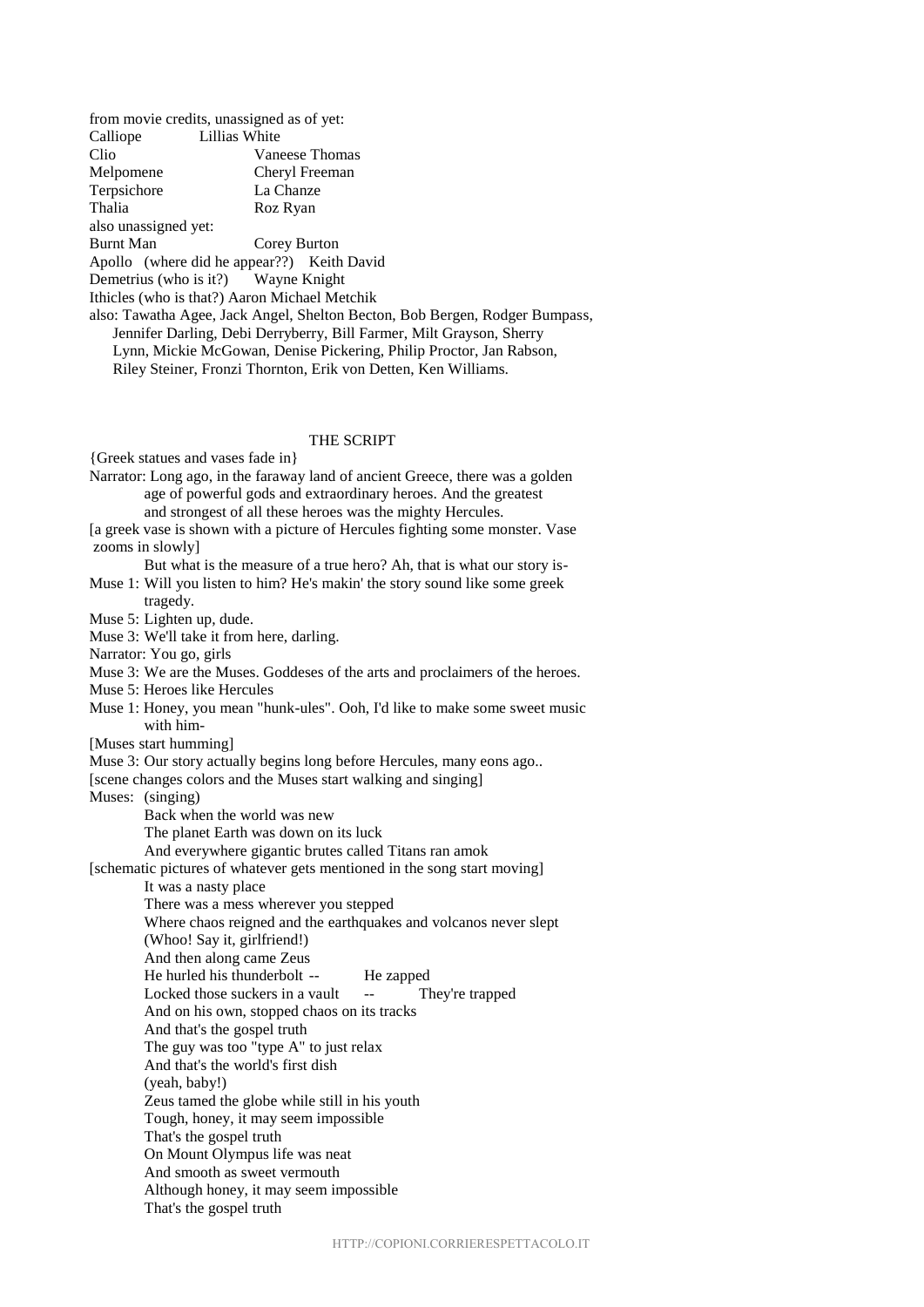from movie credits, unassigned as of yet:

| | |
|---|---|
| Calliope | Lillias White |
| Clio | Vaneese Thomas |
| Melpomene | Cheryl Freeman |
| Terpsichore | La Chanze |
| Thalia | Roz Ryan |

also unassigned yet:

Burnt Man Corey Burton

Apollo (where did he appear??) Keith David

Demetrius (who is it?) Wayne Knight

Ithicles (who is that?) Aaron Michael Metchik

also: Tawatha Agee, Jack Angel, Shelton Becton, Bob Bergen, Rodger Bumpass, Jennifer Darling, Debi Derryberry, Bill Farmer, Milt Grayson, Sherry Lynn, Mickie McGowan, Denise Pickering, Philip Proctor, Jan Rabson, Riley Steiner, Fronzi Thornton, Erik von Detten, Ken Williams.

## THE SCRIPT

{Greek statues and vases fade in}

Narrator: Long ago, in the faraway land of ancient Greece, there was a golden age of powerful gods and extraordinary heroes. And the greatest and strongest of all these heroes was the mighty Hercules.

[a greek vase is shown with a picture of Hercules fighting some monster. Vase zooms in slowly]

But what is the measure of a true hero? Ah, that is what our story is-

Muse 1: Will you listen to him? He's makin' the story sound like some greek tragedy.

Muse 5: Lighten up, dude.

Muse 3: We'll take it from here, darling.

Narrator: You go, girls

Muse 3: We are the Muses. Goddeses of the arts and proclaimers of the heroes.

Muse 5: Heroes like Hercules

Muse 1: Honey, you mean "hunk-ules". Ooh, I'd like to make some sweet music with him-

[Muses start humming]

Muse 3: Our story actually begins long before Hercules, many eons ago..

[scene changes colors and the Muses start walking and singing]

Muses: (singing)

Back when the world was new
The planet Earth was down on its luck
And everywhere gigantic brutes called Titans ran amok

[schematic pictures of whatever gets mentioned in the song start moving]

It was a nasty place
There was a mess wherever you stepped
Where chaos reigned and the earthquakes and volcanos never slept
(Whoo! Say it, girlfriend!)
And then along came Zeus
He hurled his thunderbolt -- He zapped
Locked those suckers in a vault -- They're trapped
And on his own, stopped chaos on its tracks
And that's the gospel truth
The guy was too "type A" to just relax
And that's the world's first dish
(yeah, baby!)
Zeus tamed the globe while still in his youth
Tough, honey, it may seem impossible
That's the gospel truth
On Mount Olympus life was neat
And smooth as sweet vermouth
Although honey, it may seem impossible
That's the gospel truth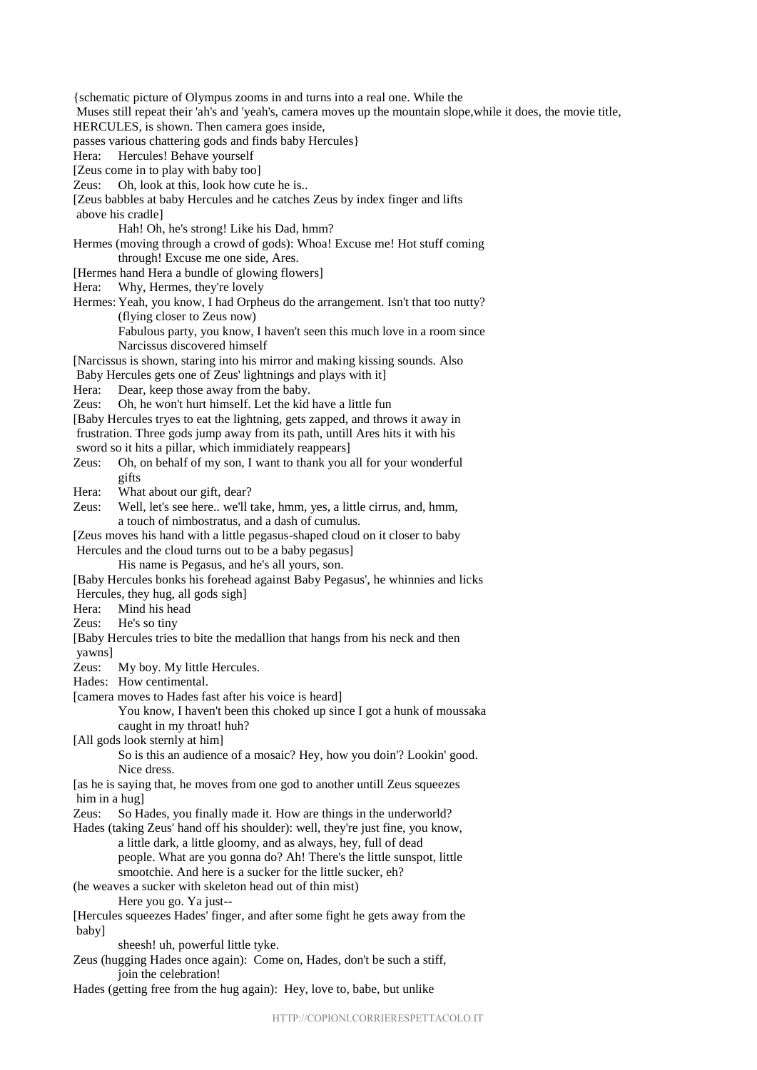{schematic picture of Olympus zooms in and turns into a real one. While the
Muses still repeat their 'ah's and 'yeah's, camera moves up the mountain slope,while it does, the movie title,
HERCULES, is shown. Then camera goes inside,
passes various chattering gods and finds baby Hercules}

Hera: Hercules! Behave yourself

[Zeus come in to play with baby too]

Zeus: Oh, look at this, look how cute he is..

[Zeus babbles at baby Hercules and he catches Zeus by index finger and lifts above his cradle]

Hah! Oh, he's strong! Like his Dad, hmm?

Hermes (moving through a crowd of gods): Whoa! Excuse me! Hot stuff coming through! Excuse me one side, Ares.

[Hermes hand Hera a bundle of glowing flowers]

Hera: Why, Hermes, they're lovely

Hermes: Yeah, you know, I had Orpheus do the arrangement. Isn't that too nutty? (flying closer to Zeus now)
Fabulous party, you know, I haven't seen this much love in a room since Narcissus discovered himself

[Narcissus is shown, staring into his mirror and making kissing sounds. Also Baby Hercules gets one of Zeus' lightnings and plays with it]

Hera: Dear, keep those away from the baby.

Zeus: Oh, he won't hurt himself. Let the kid have a little fun

[Baby Hercules tryes to eat the lightning, gets zapped, and throws it away in frustration. Three gods jump away from its path, untill Ares hits it with his sword so it hits a pillar, which immidiately reappears]

Zeus: Oh, on behalf of my son, I want to thank you all for your wonderful gifts

Hera: What about our gift, dear?

Zeus: Well, let's see here.. we'll take, hmm, yes, a little cirrus, and, hmm, a touch of nimbostratus, and a dash of cumulus.

[Zeus moves his hand with a little pegasus-shaped cloud on it closer to baby Hercules and the cloud turns out to be a baby pegasus]

His name is Pegasus, and he's all yours, son.

[Baby Hercules bonks his forehead against Baby Pegasus', he whinnies and licks Hercules, they hug, all gods sigh]

Hera: Mind his head

Zeus: He's so tiny

[Baby Hercules tries to bite the medallion that hangs from his neck and then yawns]

Zeus: My boy. My little Hercules.

Hades: How centimental.

[camera moves to Hades fast after his voice is heard]

You know, I haven't been this choked up since I got a hunk of moussaka caught in my throat! huh?

[All gods look sternly at him]

So is this an audience of a mosaic? Hey, how you doin'? Lookin' good. Nice dress.

[as he is saying that, he moves from one god to another untill Zeus squeezes him in a hug]

Zeus: So Hades, you finally made it. How are things in the underworld?

Hades (taking Zeus' hand off his shoulder): well, they're just fine, you know, a little dark, a little gloomy, and as always, hey, full of dead people. What are you gonna do? Ah! There's the little sunspot, little smootchie. And here is a sucker for the little sucker, eh?

(he weaves a sucker with skeleton head out of thin mist)

Here you go. Ya just--

[Hercules squeezes Hades' finger, and after some fight he gets away from the baby]

sheesh! uh, powerful little tyke.

Zeus (hugging Hades once again): Come on, Hades, don't be such a stiff, join the celebration!

Hades (getting free from the hug again): Hey, love to, babe, but unlike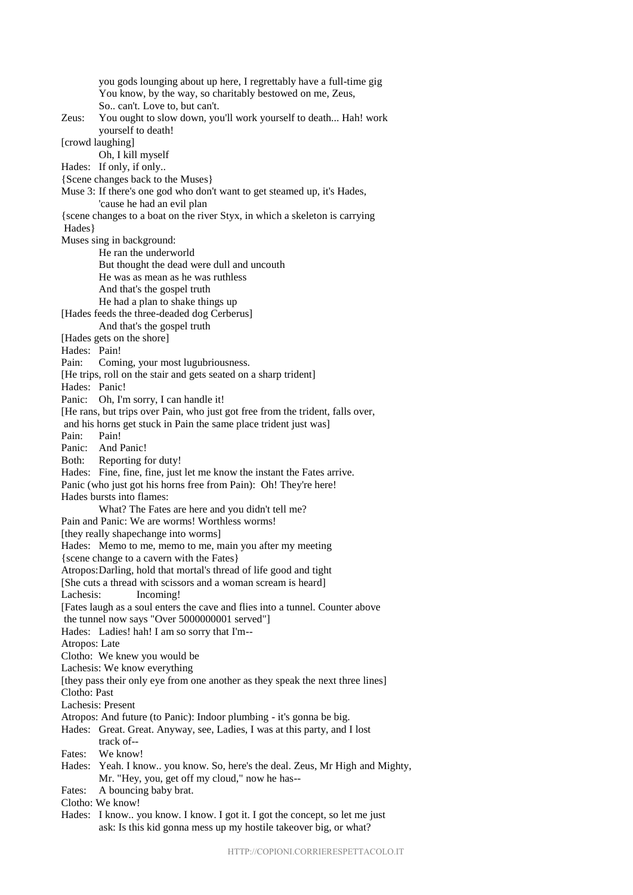you gods lounging about up here, I regrettably have a full-time gig
You know, by the way, so charitably bestowed on me, Zeus,
So.. can't. Love to, but can't.

Zeus: You ought to slow down, you'll work yourself to death... Hah! work yourself to death!

[crowd laughing]

Oh, I kill myself

Hades: If only, if only..

{Scene changes back to the Muses}

Muse 3: If there's one god who don't want to get steamed up, it's Hades, 'cause he had an evil plan

{scene changes to a boat on the river Styx, in which a skeleton is carrying Hades}

Muses sing in background:

He ran the underworld
But thought the dead were dull and uncouth
He was as mean as he was ruthless
And that's the gospel truth
He had a plan to shake things up

[Hades feeds the three-deaded dog Cerberus]

And that's the gospel truth

[Hades gets on the shore]

Hades: Pain!

Pain: Coming, your most lugubriousness.

[He trips, roll on the stair and gets seated on a sharp trident]

Hades: Panic!

Panic: Oh, I'm sorry, I can handle it!

[He rans, but trips over Pain, who just got free from the trident, falls over, and his horns get stuck in Pain the same place trident just was]

Pain: Pain!

Panic: And Panic!

Both: Reporting for duty!

Hades: Fine, fine, fine, just let me know the instant the Fates arrive.

Panic (who just got his horns free from Pain): Oh! They're here!

Hades bursts into flames:

What? The Fates are here and you didn't tell me?

Pain and Panic: We are worms! Worthless worms!

[they really shapechange into worms]

Hades: Memo to me, memo to me, main you after my meeting

{scene change to a cavern with the Fates}

Atropos: Darling, hold that mortal's thread of life good and tight

[She cuts a thread with scissors and a woman scream is heard]

Lachesis: Incoming!

[Fates laugh as a soul enters the cave and flies into a tunnel. Counter above the tunnel now says "Over 5000000001 served"]

Hades: Ladies! hah! I am so sorry that I'm--

Atropos: Late

Clotho: We knew you would be

Lachesis: We know everything

[they pass their only eye from one another as they speak the next three lines]

Clotho: Past

Lachesis: Present

Atropos: And future (to Panic): Indoor plumbing - it's gonna be big.

Hades: Great. Great. Anyway, see, Ladies, I was at this party, and I lost track of--

Fates: We know!

Hades: Yeah. I know.. you know. So, here's the deal. Zeus, Mr High and Mighty, Mr. "Hey, you, get off my cloud," now he has--

Fates: A bouncing baby brat.

Clotho: We know!

Hades: I know.. you know. I know. I got it. I got the concept, so let me just ask: Is this kid gonna mess up my hostile takeover big, or what?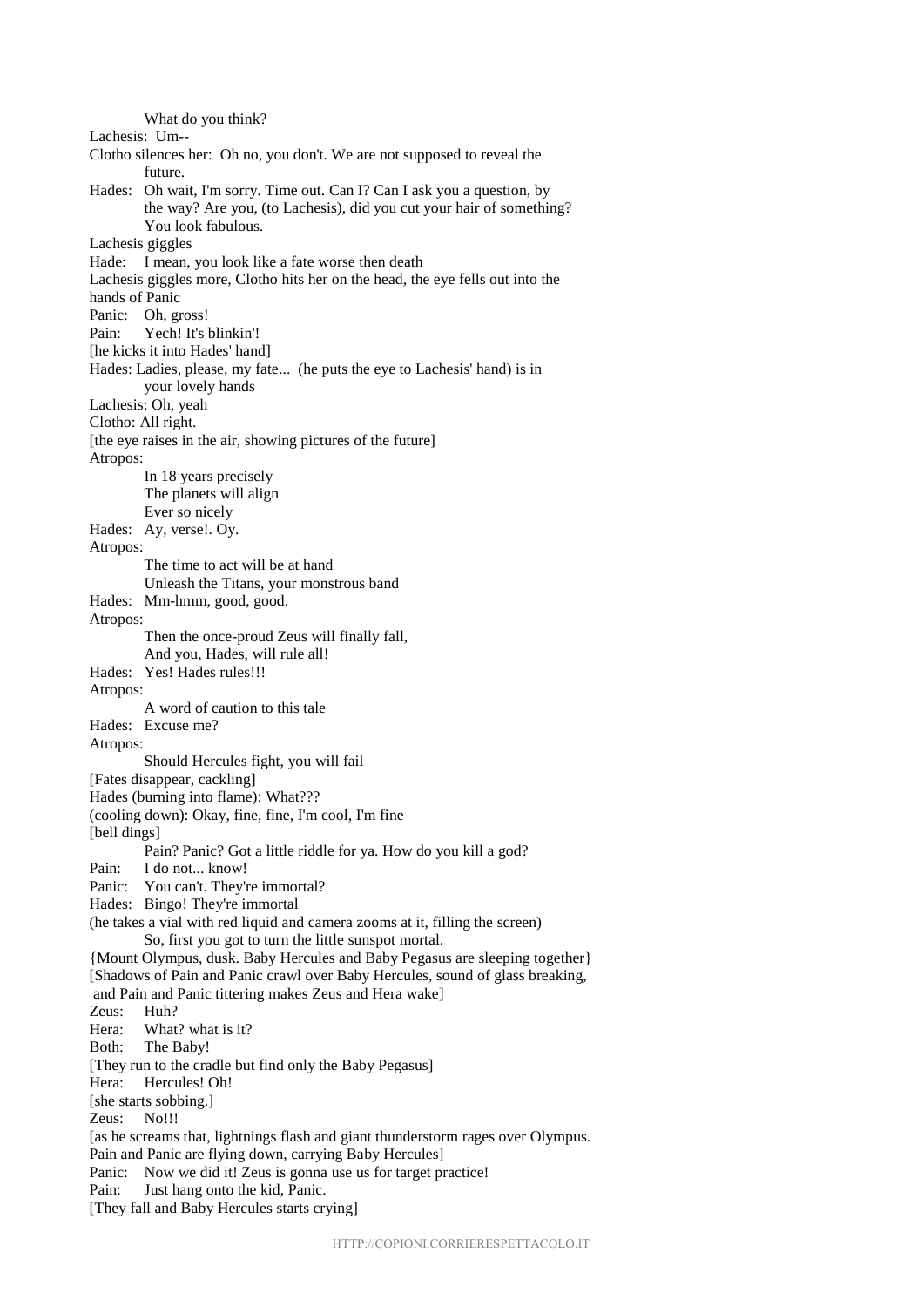What do you think?

Lachesis: Um--

Clotho silences her: Oh no, you don't. We are not supposed to reveal the future.

Hades: Oh wait, I'm sorry. Time out. Can I? Can I ask you a question, by the way? Are you, (to Lachesis), did you cut your hair of something? You look fabulous.

Lachesis giggles

Hade: I mean, you look like a fate worse then death

Lachesis giggles more, Clotho hits her on the head, the eye fells out into the hands of Panic

Panic: Oh, gross!

Pain: Yech! It's blinkin'!

[he kicks it into Hades' hand]

Hades: Ladies, please, my fate... (he puts the eye to Lachesis' hand) is in your lovely hands

Lachesis: Oh, yeah

Clotho: All right.

[the eye raises in the air, showing pictures of the future]

Atropos:

In 18 years precisely
The planets will align
Ever so nicely

Hades: Ay, verse!. Oy.

Atropos:

The time to act will be at hand
Unleash the Titans, your monstrous band

Hades: Mm-hmm, good, good.

Atropos:

Then the once-proud Zeus will finally fall,
And you, Hades, will rule all!

Hades: Yes! Hades rules!!!

Atropos:

A word of caution to this tale

Hades: Excuse me?

Atropos:

Should Hercules fight, you will fail

[Fates disappear, cackling]

Hades (burning into flame): What???

(cooling down): Okay, fine, fine, I'm cool, I'm fine

[bell dings]

Pain? Panic? Got a little riddle for ya. How do you kill a god?

Pain: I do not... know!

Panic: You can't. They're immortal?

Hades: Bingo! They're immortal

(he takes a vial with red liquid and camera zooms at it, filling the screen)

So, first you got to turn the little sunspot mortal.

{Mount Olympus, dusk. Baby Hercules and Baby Pegasus are sleeping together}

[Shadows of Pain and Panic crawl over Baby Hercules, sound of glass breaking, and Pain and Panic tittering makes Zeus and Hera wake]

Zeus: Huh?

Hera: What? what is it?

Both: The Baby!

[They run to the cradle but find only the Baby Pegasus]

Hera: Hercules! Oh!

[she starts sobbing.]

Zeus: No!!!

[as he screams that, lightnings flash and giant thunderstorm rages over Olympus. Pain and Panic are flying down, carrying Baby Hercules]

Panic: Now we did it! Zeus is gonna use us for target practice!

Pain: Just hang onto the kid, Panic.

[They fall and Baby Hercules starts crying]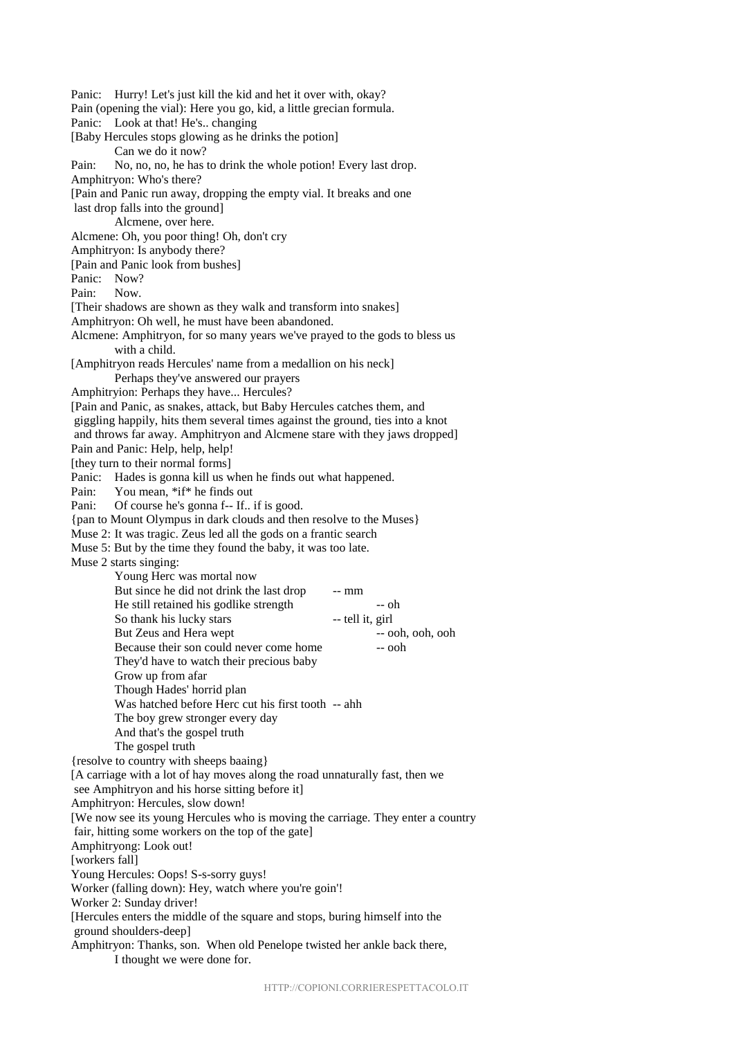Panic: Hurry! Let's just kill the kid and het it over with, okay?
Pain (opening the vial): Here you go, kid, a little grecian formula.
Panic: Look at that! He's.. changing
[Baby Hercules stops glowing as he drinks the potion]
Can we do it now?
Pain: No, no, no, he has to drink the whole potion! Every last drop.
Amphitryon: Who's there?
[Pain and Panic run away, dropping the empty vial. It breaks and one last drop falls into the ground]
Alcmene, over here.
Alcmene: Oh, you poor thing! Oh, don't cry
Amphitryon: Is anybody there?
[Pain and Panic look from bushes]
Panic: Now?
Pain: Now.
[Their shadows are shown as they walk and transform into snakes]
Amphitryon: Oh well, he must have been abandoned.
Alcmene: Amphitryon, for so many years we've prayed to the gods to bless us with a child.
[Amphitryon reads Hercules' name from a medallion on his neck]
Perhaps they've answered our prayers
Amphitryion: Perhaps they have... Hercules?
[Pain and Panic, as snakes, attack, but Baby Hercules catches them, and giggling happily, hits them several times against the ground, ties into a knot and throws far away. Amphitryon and Alcmene stare with they jaws dropped]
Pain and Panic: Help, help, help!
[they turn to their normal forms]
Panic: Hades is gonna kill us when he finds out what happened.
Pain: You mean, *if* he finds out
Pani: Of course he's gonna f-- If.. if is good.
{pan to Mount Olympus in dark clouds and then resolve to the Muses}
Muse 2: It was tragic. Zeus led all the gods on a frantic search
Muse 5: But by the time they found the baby, it was too late.
Muse 2 starts singing:

Young Herc was mortal now
But since he did not drink the last drop -- mm
He still retained his godlike strength -- oh
So thank his lucky stars -- tell it, girl
But Zeus and Hera wept -- ooh, ooh, ooh
Because their son could never come home -- ooh
They'd have to watch their precious baby
Grow up from afar
Though Hades' horrid plan
Was hatched before Herc cut his first tooth -- ahh
The boy grew stronger every day
And that's the gospel truth
The gospel truth

{resolve to country with sheeps baaing}
[A carriage with a lot of hay moves along the road unnaturally fast, then we see Amphitryon and his horse sitting before it]
Amphitryon: Hercules, slow down!
[We now see its young Hercules who is moving the carriage. They enter a country fair, hitting some workers on the top of the gate]
Amphitryong: Look out!
[workers fall]
Young Hercules: Oops! S-s-sorry guys!
Worker (falling down): Hey, watch where you're goin'!
Worker 2: Sunday driver!
[Hercules enters the middle of the square and stops, buring himself into the ground shoulders-deep]
Amphitryon: Thanks, son. When old Penelope twisted her ankle back there, I thought we were done for.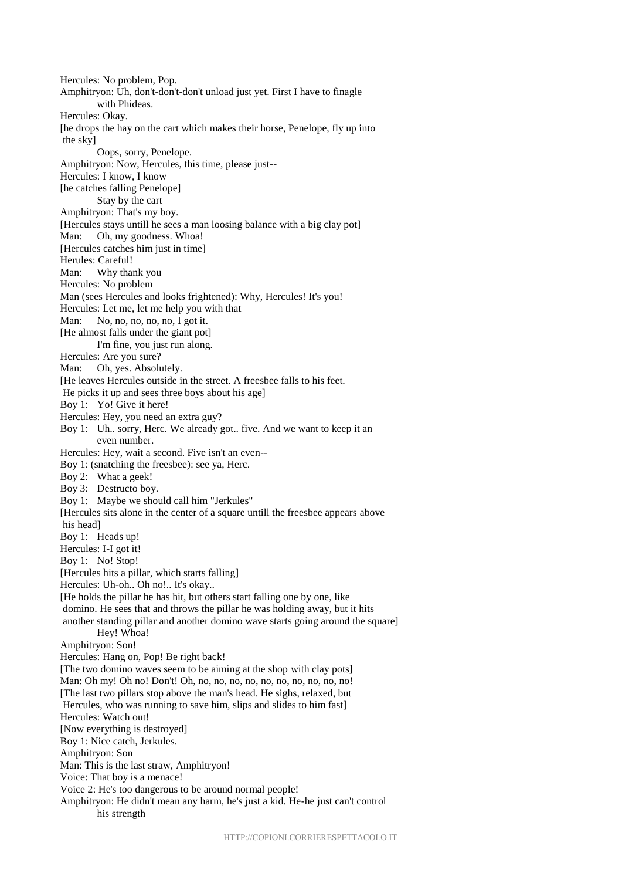Hercules: No problem, Pop.
Amphitryon: Uh, don't-don't-don't unload just yet. First I have to finagle with Phideas.
Hercules: Okay.
[he drops the hay on the cart which makes their horse, Penelope, fly up into the sky]
Oops, sorry, Penelope.
Amphitryon: Now, Hercules, this time, please just--
Hercules: I know, I know
[he catches falling Penelope]
Stay by the cart
Amphitryon: That's my boy.
[Hercules stays untill he sees a man loosing balance with a big clay pot]
Man: Oh, my goodness. Whoa!
[Hercules catches him just in time]
Herules: Careful!
Man: Why thank you
Hercules: No problem
Man (sees Hercules and looks frightened): Why, Hercules! It's you!
Hercules: Let me, let me help you with that
Man: No, no, no, no, no, I got it.
[He almost falls under the giant pot]
I'm fine, you just run along.
Hercules: Are you sure?
Man: Oh, yes. Absolutely.
[He leaves Hercules outside in the street. A freesbee falls to his feet. He picks it up and sees three boys about his age]
Boy 1: Yo! Give it here!
Hercules: Hey, you need an extra guy?
Boy 1: Uh.. sorry, Herc. We already got.. five. And we want to keep it an even number.
Hercules: Hey, wait a second. Five isn't an even--
Boy 1: (snatching the freesbee): see ya, Herc.
Boy 2: What a geek!
Boy 3: Destructo boy.
Boy 1: Maybe we should call him "Jerkules"
[Hercules sits alone in the center of a square untill the freesbee appears above his head]
Boy 1: Heads up!
Hercules: I-I got it!
Boy 1: No! Stop!
[Hercules hits a pillar, which starts falling]
Hercules: Uh-oh.. Oh no!.. It's okay..
[He holds the pillar he has hit, but others start falling one by one, like domino. He sees that and throws the pillar he was holding away, but it hits another standing pillar and another domino wave starts going around the square]
Hey! Whoa!
Amphitryon: Son!
Hercules: Hang on, Pop! Be right back!
[The two domino waves seem to be aiming at the shop with clay pots]
Man: Oh my! Oh no! Don't! Oh, no, no, no, no, no, no, no, no, no, no!
[The last two pillars stop above the man's head. He sighs, relaxed, but Hercules, who was running to save him, slips and slides to him fast]
Hercules: Watch out!
[Now everything is destroyed]
Boy 1: Nice catch, Jerkules.
Amphitryon: Son
Man: This is the last straw, Amphitryon!
Voice: That boy is a menace!
Voice 2: He's too dangerous to be around normal people!
Amphitryon: He didn't mean any harm, he's just a kid. He-he just can't control his strength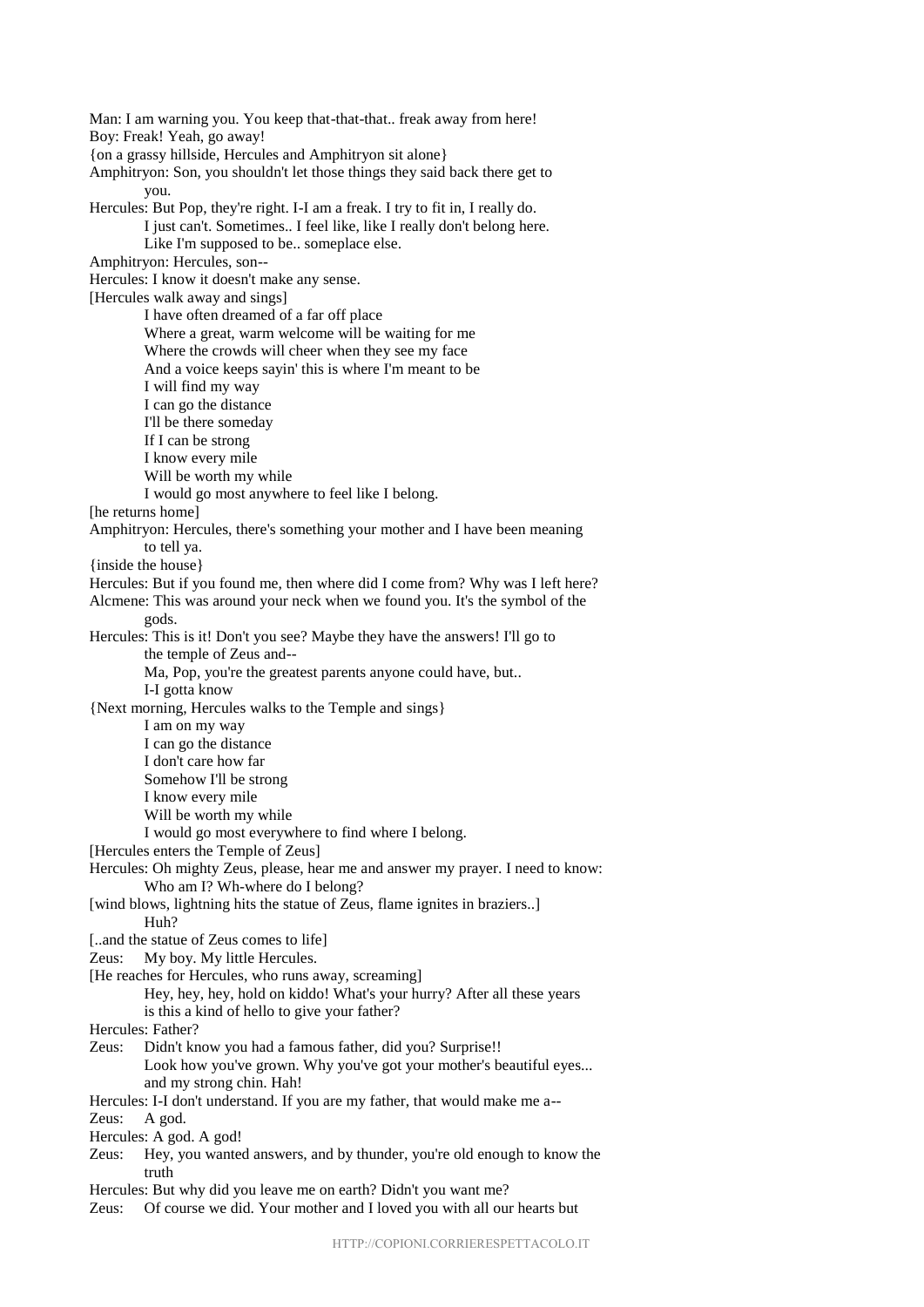Man: I am warning you. You keep that-that-that.. freak away from here!

Boy: Freak! Yeah, go away!

{on a grassy hillside, Hercules and Amphitryon sit alone}

Amphitryon: Son, you shouldn't let those things they said back there get to you.

Hercules: But Pop, they're right. I-I am a freak. I try to fit in, I really do.
I just can't. Sometimes.. I feel like, like I really don't belong here.
Like I'm supposed to be.. someplace else.

Amphitryon: Hercules, son--

Hercules: I know it doesn't make any sense.

[Hercules walk away and sings]

I have often dreamed of a far off place
Where a great, warm welcome will be waiting for me
Where the crowds will cheer when they see my face
And a voice keeps sayin' this is where I'm meant to be
I will find my way
I can go the distance
I'll be there someday
If I can be strong
I know every mile
Will be worth my while
I would go most anywhere to feel like I belong.

[he returns home]

Amphitryon: Hercules, there's something your mother and I have been meaning to tell ya.

{inside the house}

Hercules: But if you found me, then where did I come from? Why was I left here?

Alcmene: This was around your neck when we found you. It's the symbol of the gods.

Hercules: This is it! Don't you see? Maybe they have the answers! I'll go to the temple of Zeus and--
Ma, Pop, you're the greatest parents anyone could have, but..
I-I gotta know

{Next morning, Hercules walks to the Temple and sings}

I am on my way
I can go the distance
I don't care how far
Somehow I'll be strong
I know every mile
Will be worth my while
I would go most everywhere to find where I belong.

[Hercules enters the Temple of Zeus]

Hercules: Oh mighty Zeus, please, hear me and answer my prayer. I need to know:
Who am I? Wh-where do I belong?

[wind blows, lightning hits the statue of Zeus, flame ignites in braziers..]
Huh?

[..and the statue of Zeus comes to life]

Zeus: My boy. My little Hercules.

[He reaches for Hercules, who runs away, screaming]
Hey, hey, hey, hold on kiddo! What's your hurry? After all these years is this a kind of hello to give your father?

Hercules: Father?

Zeus: Didn't know you had a famous father, did you? Surprise!!
Look how you've grown. Why you've got your mother's beautiful eyes... and my strong chin. Hah!

Hercules: I-I don't understand. If you are my father, that would make me a--

Zeus: A god.

Hercules: A god. A god!

Zeus: Hey, you wanted answers, and by thunder, you're old enough to know the truth

Hercules: But why did you leave me on earth? Didn't you want me?

Zeus: Of course we did. Your mother and I loved you with all our hearts but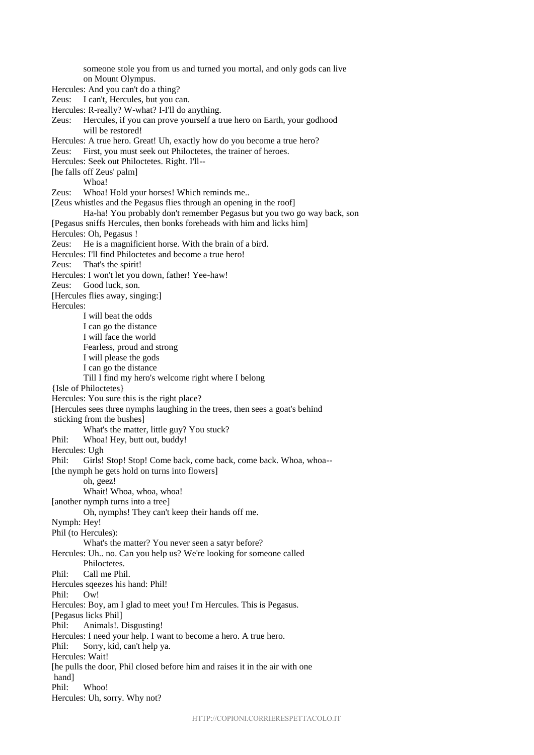someone stole you from us and turned you mortal, and only gods can live on Mount Olympus.

Hercules: And you can't do a thing?

Zeus: I can't, Hercules, but you can.

Hercules: R-really? W-what? I-I'll do anything.

Zeus: Hercules, if you can prove yourself a true hero on Earth, your godhood will be restored!

Hercules: A true hero. Great! Uh, exactly how do you become a true hero?

Zeus: First, you must seek out Philoctetes, the trainer of heroes.

Hercules: Seek out Philoctetes. Right. I'll--

[he falls off Zeus' palm]

Whoa!

Zeus: Whoa! Hold your horses! Which reminds me..

[Zeus whistles and the Pegasus flies through an opening in the roof]

Ha-ha! You probably don't remember Pegasus but you two go way back, son

[Pegasus sniffs Hercules, then bonks foreheads with him and licks him]

Hercules: Oh, Pegasus !

Zeus: He is a magnificient horse. With the brain of a bird.

Hercules: I'll find Philoctetes and become a true hero!

Zeus: That's the spirit!

Hercules: I won't let you down, father! Yee-haw!

Zeus: Good luck, son.

[Hercules flies away, singing:]

Hercules:

I will beat the odds  
I can go the distance  
I will face the world  
Fearless, proud and strong  
I will please the gods  
I can go the distance  
Till I find my hero's welcome right where I belong

{Isle of Philoctetes}

Hercules: You sure this is the right place?

[Hercules sees three nymphs laughing in the trees, then sees a goat's behind sticking from the bushes]

What's the matter, little guy? You stuck?

Phil: Whoa! Hey, butt out, buddy!

Hercules: Ugh

Phil: Girls! Stop! Stop! Come back, come back, come back. Whoa, whoa--

[the nymph he gets hold on turns into flowers]

oh, geez!

Whait! Whoa, whoa, whoa!

[another nymph turns into a tree]

Oh, nymphs! They can't keep their hands off me.

Nymph: Hey!

Phil (to Hercules):

What's the matter? You never seen a satyr before?

Hercules: Uh.. no. Can you help us? We're looking for someone called Philoctetes.

Phil: Call me Phil.

Hercules sqeezes his hand: Phil!

Phil: Ow!

Hercules: Boy, am I glad to meet you! I'm Hercules. This is Pegasus.

[Pegasus licks Phil]

Phil: Animals!. Disgusting!

Hercules: I need your help. I want to become a hero. A true hero.

Phil: Sorry, kid, can't help ya.

Hercules: Wait!

[he pulls the door, Phil closed before him and raises it in the air with one hand]

Phil: Whoo!

Hercules: Uh, sorry. Why not?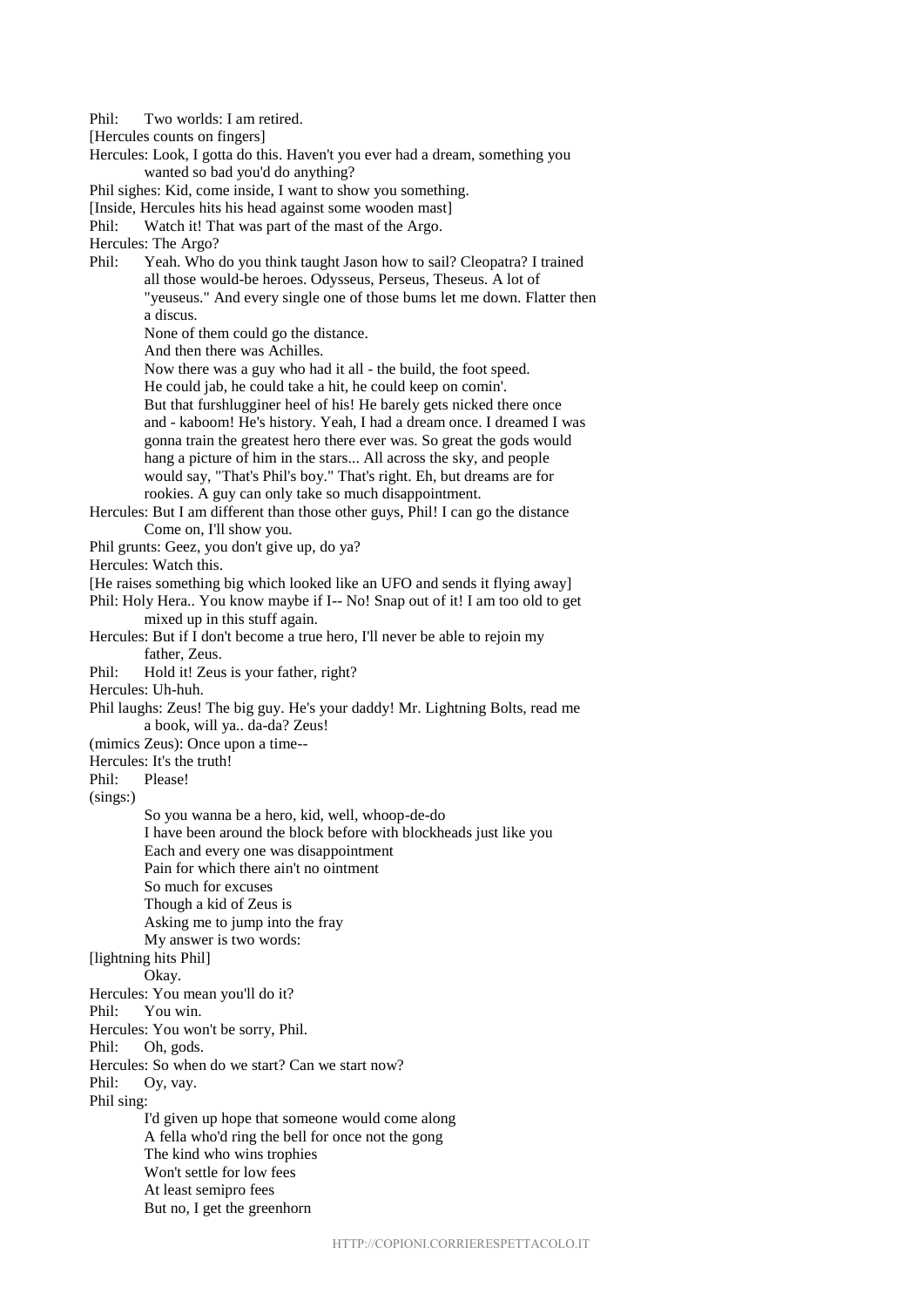Phil: Two worlds: I am retired.

[Hercules counts on fingers]

Hercules: Look, I gotta do this. Haven't you ever had a dream, something you wanted so bad you'd do anything?

Phil sighes: Kid, come inside, I want to show you something.

[Inside, Hercules hits his head against some wooden mast]

Phil: Watch it! That was part of the mast of the Argo.

Hercules: The Argo?

Phil: Yeah. Who do you think taught Jason how to sail? Cleopatra? I trained all those would-be heroes. Odysseus, Perseus, Theseus. A lot of "yeuseus." And every single one of those bums let me down. Flatter then a discus.
None of them could go the distance.
And then there was Achilles.
Now there was a guy who had it all - the build, the foot speed.
He could jab, he could take a hit, he could keep on comin'.
But that furshlugginer heel of his! He barely gets nicked there once and - kaboom! He's history. Yeah, I had a dream once. I dreamed I was gonna train the greatest hero there ever was. So great the gods would hang a picture of him in the stars... All across the sky, and people would say, "That's Phil's boy." That's right. Eh, but dreams are for rookies. A guy can only take so much disappointment.

Hercules: But I am different than those other guys, Phil! I can go the distance Come on, I'll show you.

Phil grunts: Geez, you don't give up, do ya?

Hercules: Watch this.

[He raises something big which looked like an UFO and sends it flying away]

Phil: Holy Hera.. You know maybe if I-- No! Snap out of it! I am too old to get mixed up in this stuff again.

Hercules: But if I don't become a true hero, I'll never be able to rejoin my father, Zeus.

Phil: Hold it! Zeus is your father, right?

Hercules: Uh-huh.

Phil laughs: Zeus! The big guy. He's your daddy! Mr. Lightning Bolts, read me a book, will ya.. da-da? Zeus!

(mimics Zeus): Once upon a time--

Hercules: It's the truth!

Phil: Please!

(sings:)

So you wanna be a hero, kid, well, whoop-de-do
I have been around the block before with blockheads just like you
Each and every one was disappointment
Pain for which there ain't no ointment
So much for excuses
Though a kid of Zeus is
Asking me to jump into the fray
My answer is two words:

[lightning hits Phil]

Okay.

Hercules: You mean you'll do it?

Phil: You win.

Hercules: You won't be sorry, Phil.

Phil: Oh, gods.

Hercules: So when do we start? Can we start now?

Phil: Oy, vay.

Phil sing:

I'd given up hope that someone would come along
A fella who'd ring the bell for once not the gong
The kind who wins trophies
Won't settle for low fees
At least semipro fees
But no, I get the greenhorn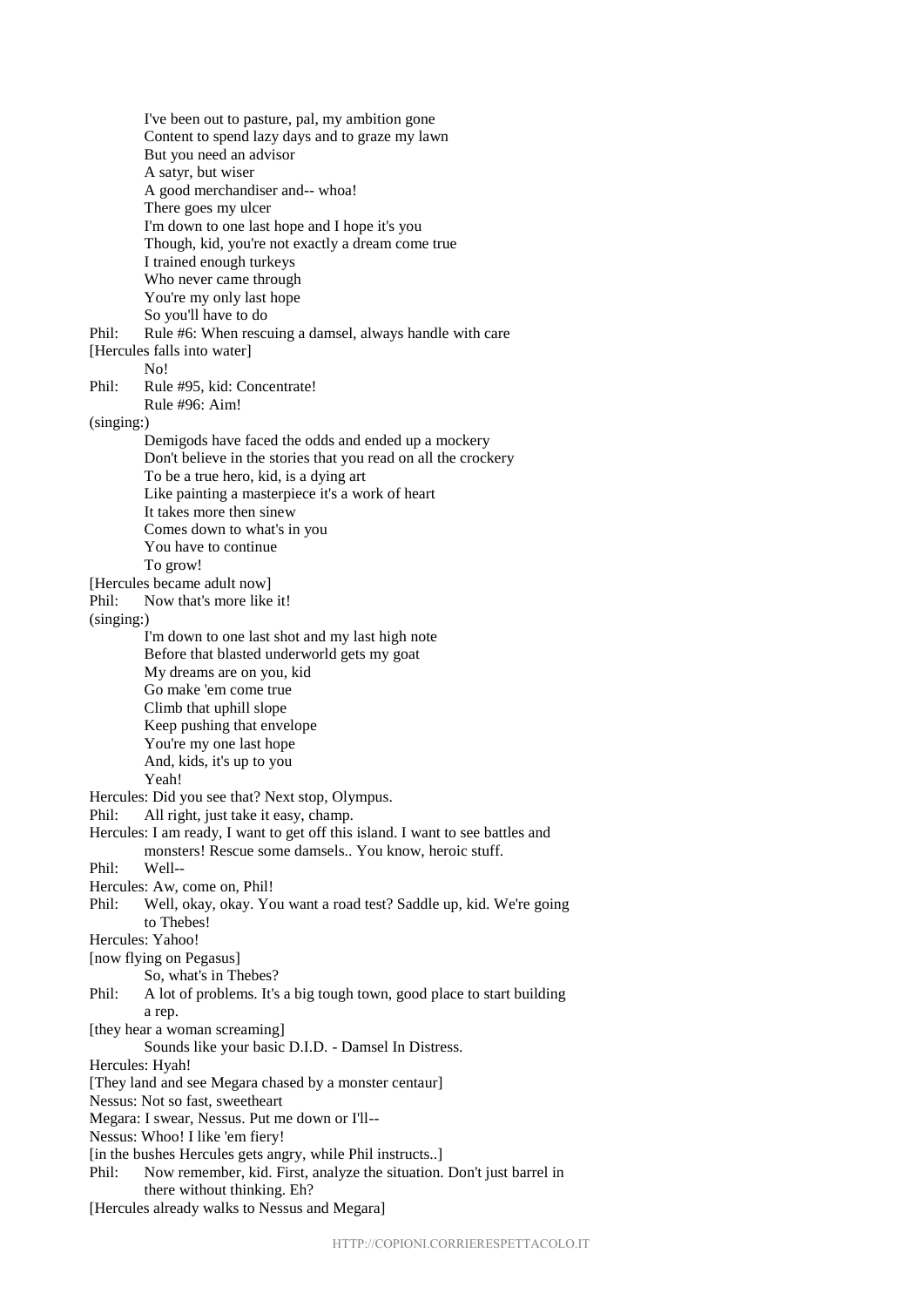I've been out to pasture, pal, my ambition gone
Content to spend lazy days and to graze my lawn
But you need an advisor
A satyr, but wiser
A good merchandiser and-- whoa!
There goes my ulcer
I'm down to one last hope and I hope it's you
Though, kid, you're not exactly a dream come true
I trained enough turkeys
Who never came through
You're my only last hope
So you'll have to do

Phil: Rule #6: When rescuing a damsel, always handle with care
[Hercules falls into water]
No!
Phil: Rule #95, kid: Concentrate!
Rule #96: Aim!
(singing:)
Demigods have faced the odds and ended up a mockery
Don't believe in the stories that you read on all the crockery
To be a true hero, kid, is a dying art
Like painting a masterpiece it's a work of heart
It takes more then sinew
Comes down to what's in you
You have to continue
To grow!
[Hercules became adult now]
Phil: Now that's more like it!
(singing:)
I'm down to one last shot and my last high note
Before that blasted underworld gets my goat
My dreams are on you, kid
Go make 'em come true
Climb that uphill slope
Keep pushing that envelope
You're my one last hope
And, kids, it's up to you
Yeah!
Hercules: Did you see that? Next stop, Olympus.
Phil: All right, just take it easy, champ.
Hercules: I am ready, I want to get off this island. I want to see battles and monsters! Rescue some damsels.. You know, heroic stuff.
Phil: Well--
Hercules: Aw, come on, Phil!
Phil: Well, okay, okay. You want a road test? Saddle up, kid. We're going to Thebes!
Hercules: Yahoo!
[now flying on Pegasus]
So, what's in Thebes?
Phil: A lot of problems. It's a big tough town, good place to start building a rep.
[they hear a woman screaming]
Sounds like your basic D.I.D. - Damsel In Distress.
Hercules: Hyah!
[They land and see Megara chased by a monster centaur]
Nessus: Not so fast, sweetheart
Megara: I swear, Nessus. Put me down or I'll--
Nessus: Whoo! I like 'em fiery!
[in the bushes Hercules gets angry, while Phil instructs..]
Phil: Now remember, kid. First, analyze the situation. Don't just barrel in there without thinking. Eh?
[Hercules already walks to Nessus and Megara]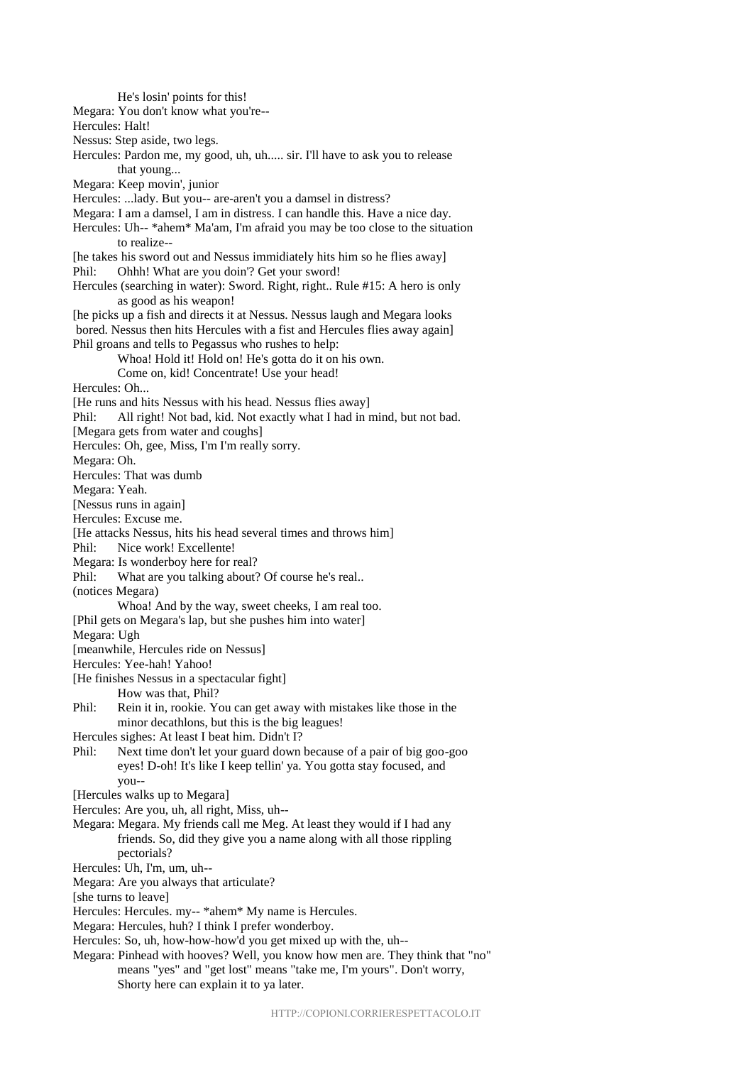He's losin' points for this!

Megara: You don't know what you're--

Hercules: Halt!

Nessus: Step aside, two legs.

Hercules: Pardon me, my good, uh, uh..... sir. I'll have to ask you to release that young...

Megara: Keep movin', junior

Hercules: ...lady. But you-- are-aren't you a damsel in distress?

Megara: I am a damsel, I am in distress. I can handle this. Have a nice day.

Hercules: Uh-- *ahem* Ma'am, I'm afraid you may be too close to the situation to realize--

[he takes his sword out and Nessus immidiately hits him so he flies away]

Phil: Ohhh! What are you doin'? Get your sword!

Hercules (searching in water): Sword. Right, right.. Rule #15: A hero is only as good as his weapon!

[he picks up a fish and directs it at Nessus. Nessus laugh and Megara looks bored. Nessus then hits Hercules with a fist and Hercules flies away again]

Phil groans and tells to Pegassus who rushes to help:

Whoa! Hold it! Hold on! He's gotta do it on his own.

Come on, kid! Concentrate! Use your head!

Hercules: Oh...

[He runs and hits Nessus with his head. Nessus flies away]

Phil: All right! Not bad, kid. Not exactly what I had in mind, but not bad.

[Megara gets from water and coughs]

Hercules: Oh, gee, Miss, I'm I'm really sorry.

Megara: Oh.

Hercules: That was dumb

Megara: Yeah.

[Nessus runs in again]

Hercules: Excuse me.

[He attacks Nessus, hits his head several times and throws him]

Phil: Nice work! Excellente!

Megara: Is wonderboy here for real?

Phil: What are you talking about? Of course he's real..

(notices Megara)

Whoa! And by the way, sweet cheeks, I am real too.

[Phil gets on Megara's lap, but she pushes him into water]

Megara: Ugh

[meanwhile, Hercules ride on Nessus]

Hercules: Yee-hah! Yahoo!

[He finishes Nessus in a spectacular fight]

How was that, Phil?

Phil: Rein it in, rookie. You can get away with mistakes like those in the minor decathlons, but this is the big leagues!

Hercules sighes: At least I beat him. Didn't I?

Phil: Next time don't let your guard down because of a pair of big goo-goo eyes! D-oh! It's like I keep tellin' ya. You gotta stay focused, and you--

[Hercules walks up to Megara]

Hercules: Are you, uh, all right, Miss, uh--

Megara: Megara. My friends call me Meg. At least they would if I had any friends. So, did they give you a name along with all those rippling pectorials?

Hercules: Uh, I'm, um, uh--

Megara: Are you always that articulate?

[she turns to leave]

Hercules: Hercules. my-- *ahem* My name is Hercules.

Megara: Hercules, huh? I think I prefer wonderboy.

Hercules: So, uh, how-how-how'd you get mixed up with the, uh--

Megara: Pinhead with hooves? Well, you know how men are. They think that "no" means "yes" and "get lost" means "take me, I'm yours". Don't worry, Shorty here can explain it to ya later.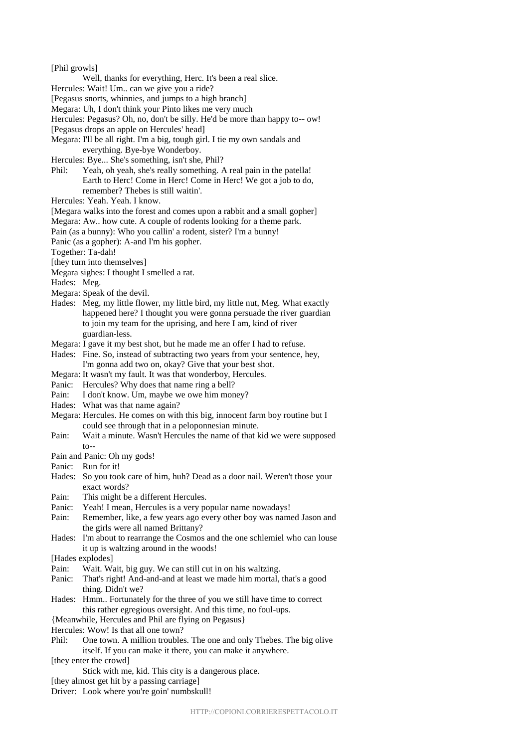[Phil growls]

Well, thanks for everything, Herc. It's been a real slice.

Hercules: Wait! Um.. can we give you a ride?

[Pegasus snorts, whinnies, and jumps to a high branch]

Megara: Uh, I don't think your Pinto likes me very much

Hercules: Pegasus? Oh, no, don't be silly. He'd be more than happy to-- ow!

[Pegasus drops an apple on Hercules' head]

Megara: I'll be all right. I'm a big, tough girl. I tie my own sandals and everything. Bye-bye Wonderboy.

Hercules: Bye... She's something, isn't she, Phil?

Phil: Yeah, oh yeah, she's really something. A real pain in the patella! Earth to Herc! Come in Herc! Come in Herc! We got a job to do, remember? Thebes is still waitin'.

Hercules: Yeah. Yeah. I know.

[Megara walks into the forest and comes upon a rabbit and a small gopher]

Megara: Aw.. how cute. A couple of rodents looking for a theme park.

Pain (as a bunny): Who you callin' a rodent, sister? I'm a bunny!

Panic (as a gopher): A-and I'm his gopher.

Together: Ta-dah!

[they turn into themselves]

Megara sighes: I thought I smelled a rat.

Hades: Meg.

Megara: Speak of the devil.

Hades: Meg, my little flower, my little bird, my little nut, Meg. What exactly happened here? I thought you were gonna persuade the river guardian to join my team for the uprising, and here I am, kind of river guardian-less.

Megara: I gave it my best shot, but he made me an offer I had to refuse.

Hades: Fine. So, instead of subtracting two years from your sentence, hey, I'm gonna add two on, okay? Give that your best shot.

Megara: It wasn't my fault. It was that wonderboy, Hercules.

Panic: Hercules? Why does that name ring a bell?

Pain: I don't know. Um, maybe we owe him money?

Hades: What was that name again?

Megara: Hercules. He comes on with this big, innocent farm boy routine but I could see through that in a peloponnesian minute.

Pain: Wait a minute. Wasn't Hercules the name of that kid we were supposed to--

Pain and Panic: Oh my gods!

Panic: Run for it!

Hades: So you took care of him, huh? Dead as a door nail. Weren't those your exact words?

Pain: This might be a different Hercules.

Panic: Yeah! I mean, Hercules is a very popular name nowadays!

Pain: Remember, like, a few years ago every other boy was named Jason and the girls were all named Brittany?

Hades: I'm about to rearrange the Cosmos and the one schlemiel who can louse it up is waltzing around in the woods!

[Hades explodes]

Pain: Wait. Wait, big guy. We can still cut in on his waltzing.

Panic: That's right! And-and-and at least we made him mortal, that's a good thing. Didn't we?

Hades: Hmm.. Fortunately for the three of you we still have time to correct this rather egregious oversight. And this time, no foul-ups.

{Meanwhile, Hercules and Phil are flying on Pegasus}

Hercules: Wow! Is that all one town?

Phil: One town. A million troubles. The one and only Thebes. The big olive itself. If you can make it there, you can make it anywhere.

[they enter the crowd]

Stick with me, kid. This city is a dangerous place.

[they almost get hit by a passing carriage]

Driver: Look where you're goin' numbskull!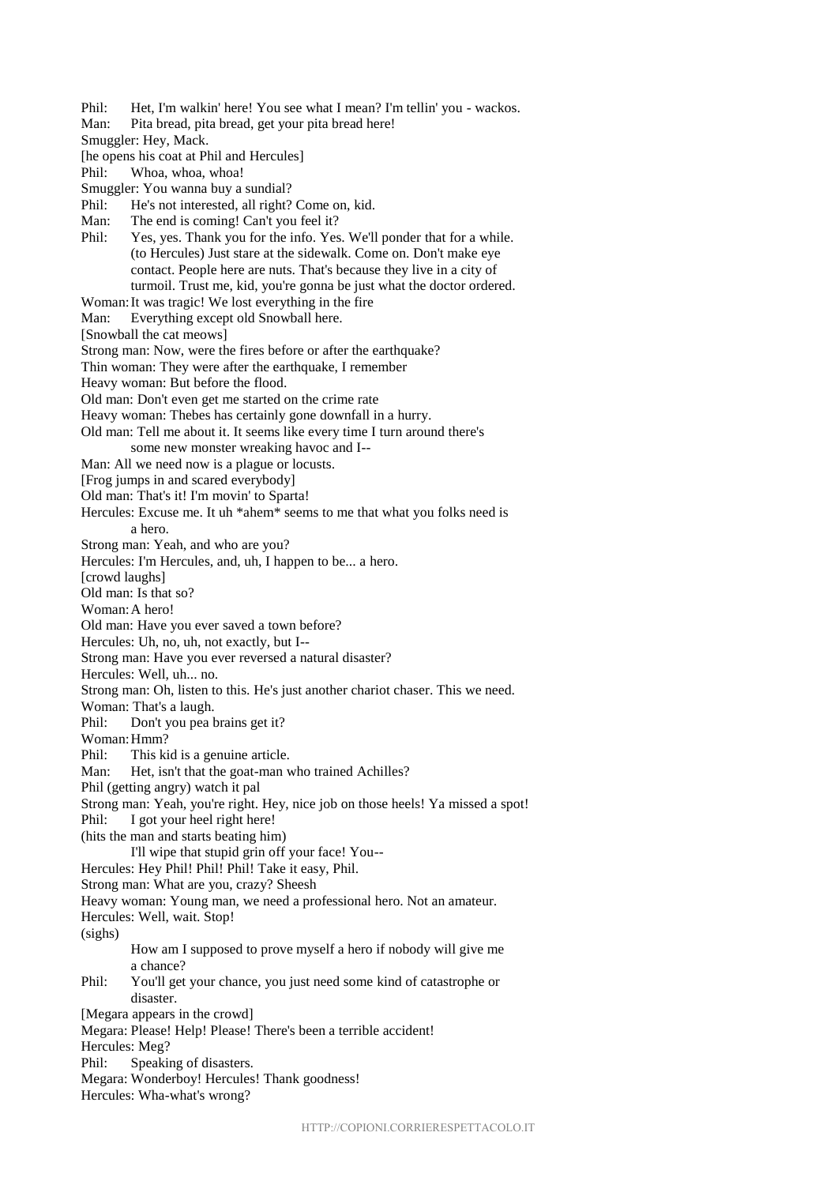Phil: Het, I'm walkin' here! You see what I mean? I'm tellin' you - wackos.

Man: Pita bread, pita bread, get your pita bread here!

Smuggler: Hey, Mack.

[he opens his coat at Phil and Hercules]

Phil: Whoa, whoa, whoa!

Smuggler: You wanna buy a sundial?

Phil: He's not interested, all right? Come on, kid.

Man: The end is coming! Can't you feel it?

Phil: Yes, yes. Thank you for the info. Yes. We'll ponder that for a while. (to Hercules) Just stare at the sidewalk. Come on. Don't make eye contact. People here are nuts. That's because they live in a city of turmoil. Trust me, kid, you're gonna be just what the doctor ordered.

Woman: It was tragic! We lost everything in the fire

Man: Everything except old Snowball here.

[Snowball the cat meows]

Strong man: Now, were the fires before or after the earthquake?

Thin woman: They were after the earthquake, I remember

Heavy woman: But before the flood.

Old man: Don't even get me started on the crime rate

Heavy woman: Thebes has certainly gone downfall in a hurry.

Old man: Tell me about it. It seems like every time I turn around there's some new monster wreaking havoc and I--

Man: All we need now is a plague or locusts.

[Frog jumps in and scared everybody]

Old man: That's it! I'm movin' to Sparta!

Hercules: Excuse me. It uh *ahem* seems to me that what you folks need is a hero.

Strong man: Yeah, and who are you?

Hercules: I'm Hercules, and, uh, I happen to be... a hero.

[crowd laughs]

Old man: Is that so?

Woman: A hero!

Old man: Have you ever saved a town before?

Hercules: Uh, no, uh, not exactly, but I--

Strong man: Have you ever reversed a natural disaster?

Hercules: Well, uh... no.

Strong man: Oh, listen to this. He's just another chariot chaser. This we need.

Woman: That's a laugh.

Phil: Don't you pea brains get it?

Woman: Hmm?

Phil: This kid is a genuine article.

Man: Het, isn't that the goat-man who trained Achilles?

Phil (getting angry) watch it pal

Strong man: Yeah, you're right. Hey, nice job on those heels! Ya missed a spot!

Phil: I got your heel right here!

(hits the man and starts beating him)

I'll wipe that stupid grin off your face! You--

Hercules: Hey Phil! Phil! Phil! Take it easy, Phil.

Strong man: What are you, crazy? Sheesh

Heavy woman: Young man, we need a professional hero. Not an amateur.

Hercules: Well, wait. Stop!

(sighs)

How am I supposed to prove myself a hero if nobody will give me a chance?

Phil: You'll get your chance, you just need some kind of catastrophe or disaster.

[Megara appears in the crowd]

Megara: Please! Help! Please! There's been a terrible accident!

Hercules: Meg?

Phil: Speaking of disasters.

Megara: Wonderboy! Hercules! Thank goodness!

Hercules: Wha-what's wrong?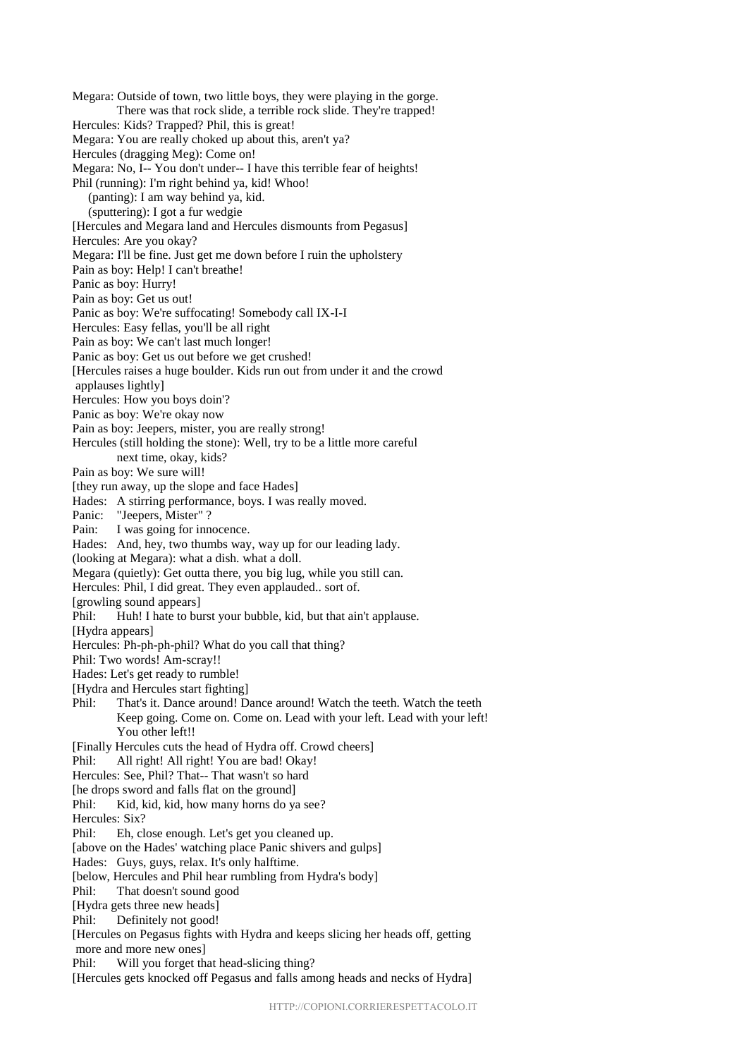Megara: Outside of town, two little boys, they were playing in the gorge. There was that rock slide, a terrible rock slide. They're trapped!
Hercules: Kids? Trapped? Phil, this is great!
Megara: You are really choked up about this, aren't ya?
Hercules (dragging Meg): Come on!
Megara: No, I-- You don't under-- I have this terrible fear of heights!
Phil (running): I'm right behind ya, kid! Whoo!
(panting): I am way behind ya, kid.
(sputtering): I got a fur wedgie
[Hercules and Megara land and Hercules dismounts from Pegasus]
Hercules: Are you okay?
Megara: I'll be fine. Just get me down before I ruin the upholstery
Pain as boy: Help! I can't breathe!
Panic as boy: Hurry!
Pain as boy: Get us out!
Panic as boy: We're suffocating! Somebody call IX-I-I
Hercules: Easy fellas, you'll be all right
Panic as boy: We can't last much longer!
Panic as boy: Get us out before we get crushed!
[Hercules raises a huge boulder. Kids run out from under it and the crowd applauses lightly]
Hercules: How you boys doin'?
Panic as boy: We're okay now
Pain as boy: Jeepers, mister, you are really strong!
Hercules (still holding the stone): Well, try to be a little more careful next time, okay, kids?
Pain as boy: We sure will!
[they run away, up the slope and face Hades]
Hades: A stirring performance, boys. I was really moved.
Panic: "Jeepers, Mister" ?
Pain: I was going for innocence.
Hades: And, hey, two thumbs way, way up for our leading lady.
(looking at Megara): what a dish. what a doll.
Megara (quietly): Get outta there, you big lug, while you still can.
Hercules: Phil, I did great. They even applauded.. sort of.
[growling sound appears]
Phil: Huh! I hate to burst your bubble, kid, but that ain't applause.
[Hydra appears]
Hercules: Ph-ph-ph-phil? What do you call that thing?
Phil: Two words! Am-scray!!
Hades: Let's get ready to rumble!
[Hydra and Hercules start fighting]
Phil: That's it. Dance around! Dance around! Watch the teeth. Watch the teeth Keep going. Come on. Come on. Lead with your left. Lead with your left! You other left!!
[Finally Hercules cuts the head of Hydra off. Crowd cheers]
Phil: All right! All right! You are bad! Okay!
Hercules: See, Phil? That-- That wasn't so hard
[he drops sword and falls flat on the ground]
Phil: Kid, kid, kid, how many horns do ya see?
Hercules: Six?
Phil: Eh, close enough. Let's get you cleaned up.
[above on the Hades' watching place Panic shivers and gulps]
Hades: Guys, guys, relax. It's only halftime.
[below, Hercules and Phil hear rumbling from Hydra's body]
Phil: That doesn't sound good
[Hydra gets three new heads]
Phil: Definitely not good!
[Hercules on Pegasus fights with Hydra and keeps slicing her heads off, getting more and more new ones]
Phil: Will you forget that head-slicing thing?
[Hercules gets knocked off Pegasus and falls among heads and necks of Hydra]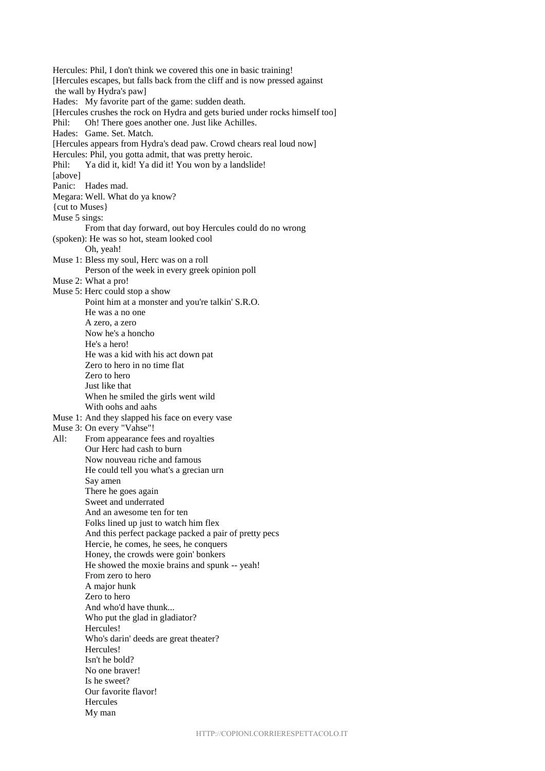Hercules: Phil, I don't think we covered this one in basic training!
[Hercules escapes, but falls back from the cliff and is now pressed against
the wall by Hydra's paw]
Hades: My favorite part of the game: sudden death.
[Hercules crushes the rock on Hydra and gets buried under rocks himself too]
Phil: Oh! There goes another one. Just like Achilles.
Hades: Game. Set. Match.
[Hercules appears from Hydra's dead paw. Crowd cheers real loud now]
Hercules: Phil, you gotta admit, that was pretty heroic.
Phil: Ya did it, kid! Ya did it! You won by a landslide!
[above]
Panic: Hades mad.
Megara: Well. What do ya know?
{cut to Muses}
Muse 5 sings:
From that day forward, out boy Hercules could do no wrong
(spoken): He was so hot, steam looked cool
Oh, yeah!
Muse 1: Bless my soul, Herc was on a roll
Person of the week in every greek opinion poll
Muse 2: What a pro!
Muse 5: Herc could stop a show
Point him at a monster and you're talkin' S.R.O.
He was a no one
A zero, a zero
Now he's a honcho
He's a hero!
He was a kid with his act down pat
Zero to hero in no time flat
Zero to hero
Just like that
When he smiled the girls went wild
With oohs and aahs
Muse 1: And they slapped his face on every vase
Muse 3: On every "Vahse"!
All: From appearance fees and royalties
Our Herc had cash to burn
Now nouveau riche and famous
He could tell you what's a grecian urn
Say amen
There he goes again
Sweet and underrated
And an awesome ten for ten
Folks lined up just to watch him flex
And this perfect package packed a pair of pretty pecs
Hercie, he comes, he sees, he conquers
Honey, the crowds were goin' bonkers
He showed the moxie brains and spunk -- yeah!
From zero to hero
A major hunk
Zero to hero
And who'd have thunk...
Who put the glad in gladiator?
Hercules!
Who's darin' deeds are great theater?
Hercules!
Isn't he bold?
No one braver!
Is he sweet?
Our favorite flavor!
Hercules
My man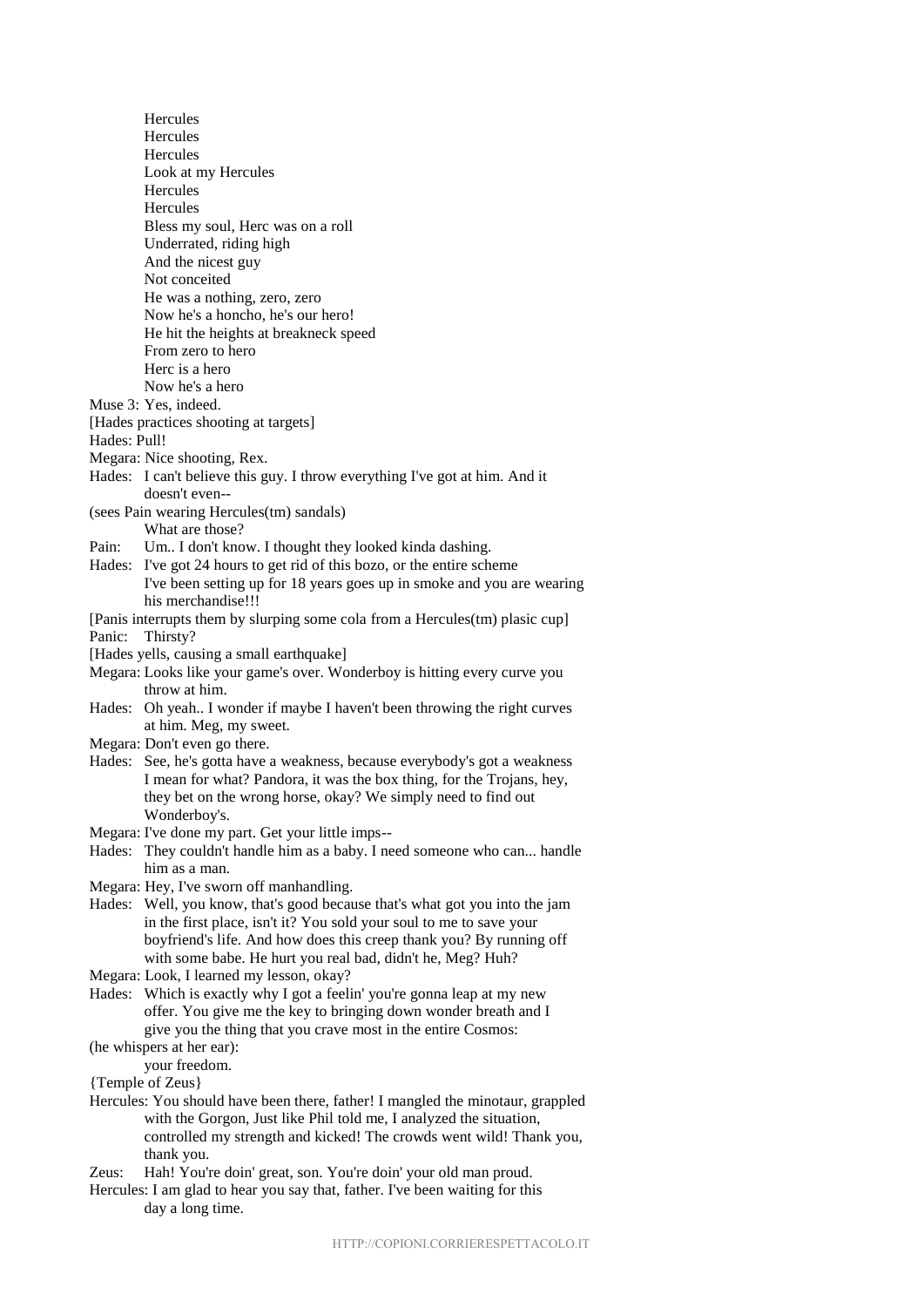Hercules  
Hercules  
Hercules  
Look at my Hercules  
Hercules  
Hercules  
Bless my soul, Herc was on a roll  
Underrated, riding high  
And the nicest guy  
Not conceited  
He was a nothing, zero, zero  
Now he's a honcho, he's our hero!  
He hit the heights at breakneck speed  
From zero to hero  
Herc is a hero  
Now he's a hero

Muse 3: Yes, indeed.

[Hades practices shooting at targets]

Hades: Pull!

Megara: Nice shooting, Rex.

Hades: I can't believe this guy. I throw everything I've got at him. And it doesn't even--

(sees Pain wearing Hercules(tm) sandals)  
What are those?

Pain: Um.. I don't know. I thought they looked kinda dashing.

Hades: I've got 24 hours to get rid of this bozo, or the entire scheme I've been setting up for 18 years goes up in smoke and you are wearing his merchandise!!!

[Panis interrupts them by slurping some cola from a Hercules(tm) plasic cup]

Panic: Thirsty?

[Hades yells, causing a small earthquake]

Megara: Looks like your game's over. Wonderboy is hitting every curve you throw at him.

Hades: Oh yeah.. I wonder if maybe I haven't been throwing the right curves at him. Meg, my sweet.

Megara: Don't even go there.

Hades: See, he's gotta have a weakness, because everybody's got a weakness I mean for what? Pandora, it was the box thing, for the Trojans, hey, they bet on the wrong horse, okay? We simply need to find out Wonderboy's.

Megara: I've done my part. Get your little imps--

Hades: They couldn't handle him as a baby. I need someone who can... handle him as a man.

Megara: Hey, I've sworn off manhandling.

Hades: Well, you know, that's good because that's what got you into the jam in the first place, isn't it? You sold your soul to me to save your boyfriend's life. And how does this creep thank you? By running off with some babe. He hurt you real bad, didn't he, Meg? Huh?

Megara: Look, I learned my lesson, okay?

Hades: Which is exactly why I got a feelin' you're gonna leap at my new offer. You give me the key to bringing down wonder breath and I give you the thing that you crave most in the entire Cosmos:

(he whispers at her ear):  
your freedom.

{Temple of Zeus}

Hercules: You should have been there, father! I mangled the minotaur, grappled with the Gorgon, Just like Phil told me, I analyzed the situation, controlled my strength and kicked! The crowds went wild! Thank you, thank you.

Zeus: Hah! You're doin' great, son. You're doin' your old man proud.

Hercules: I am glad to hear you say that, father. I've been waiting for this day a long time.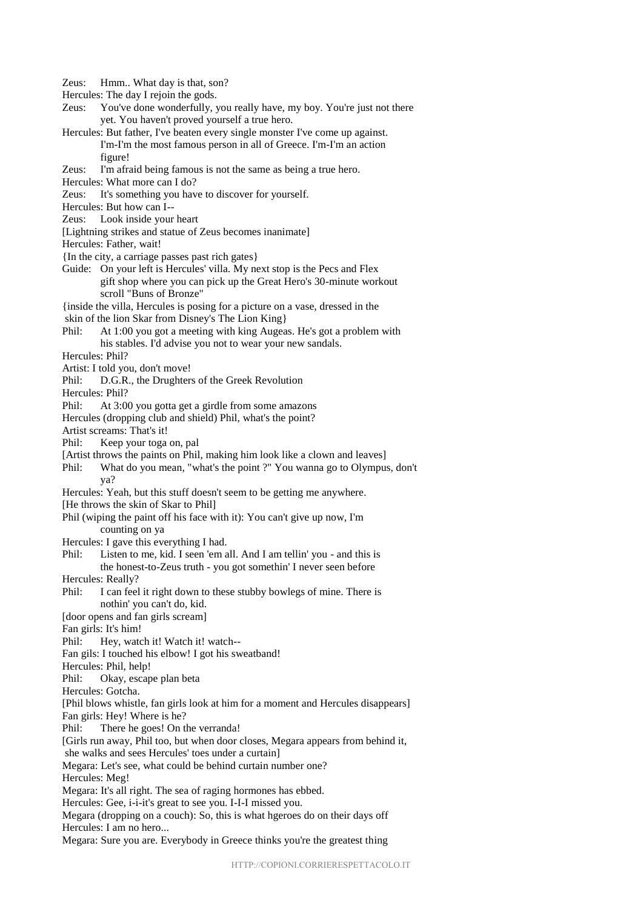Zeus: Hmm.. What day is that, son?

Hercules: The day I rejoin the gods.

Zeus: You've done wonderfully, you really have, my boy. You're just not there yet. You haven't proved yourself a true hero.

Hercules: But father, I've beaten every single monster I've come up against. I'm-I'm the most famous person in all of Greece. I'm-I'm an action figure!

Zeus: I'm afraid being famous is not the same as being a true hero.

Hercules: What more can I do?

Zeus: It's something you have to discover for yourself.

Hercules: But how can I--

Zeus: Look inside your heart

[Lightning strikes and statue of Zeus becomes inanimate]

Hercules: Father, wait!

{In the city, a carriage passes past rich gates}

Guide: On your left is Hercules' villa. My next stop is the Pecs and Flex gift shop where you can pick up the Great Hero's 30-minute workout scroll "Buns of Bronze"

{inside the villa, Hercules is posing for a picture on a vase, dressed in the skin of the lion Skar from Disney's The Lion King}

Phil: At 1:00 you got a meeting with king Augeas. He's got a problem with his stables. I'd advise you not to wear your new sandals.

Hercules: Phil?

Artist: I told you, don't move!

Phil: D.G.R., the Drughters of the Greek Revolution

Hercules: Phil?

Phil: At 3:00 you gotta get a girdle from some amazons

Hercules (dropping club and shield) Phil, what's the point?

Artist screams: That's it!

Phil: Keep your toga on, pal

[Artist throws the paints on Phil, making him look like a clown and leaves]

Phil: What do you mean, "what's the point ?" You wanna go to Olympus, don't ya?

Hercules: Yeah, but this stuff doesn't seem to be getting me anywhere.

[He throws the skin of Skar to Phil]

Phil (wiping the paint off his face with it): You can't give up now, I'm counting on ya

Hercules: I gave this everything I had.

Phil: Listen to me, kid. I seen 'em all. And I am tellin' you - and this is the honest-to-Zeus truth - you got somethin' I never seen before

Hercules: Really?

Phil: I can feel it right down to these stubby bowlegs of mine. There is nothin' you can't do, kid.

[door opens and fan girls scream]

Fan girls: It's him!

Phil: Hey, watch it! Watch it! watch--

Fan gils: I touched his elbow! I got his sweatband!

Hercules: Phil, help!

Phil: Okay, escape plan beta

Hercules: Gotcha.

[Phil blows whistle, fan girls look at him for a moment and Hercules disappears]

Fan girls: Hey! Where is he?

Phil: There he goes! On the verranda!

[Girls run away, Phil too, but when door closes, Megara appears from behind it, she walks and sees Hercules' toes under a curtain]

Megara: Let's see, what could be behind curtain number one?

Hercules: Meg!

Megara: It's all right. The sea of raging hormones has ebbed.

Hercules: Gee, i-i-it's great to see you. I-I-I missed you.

Megara (dropping on a couch): So, this is what hgeroes do on their days off

Hercules: I am no hero...

Megara: Sure you are. Everybody in Greece thinks you're the greatest thing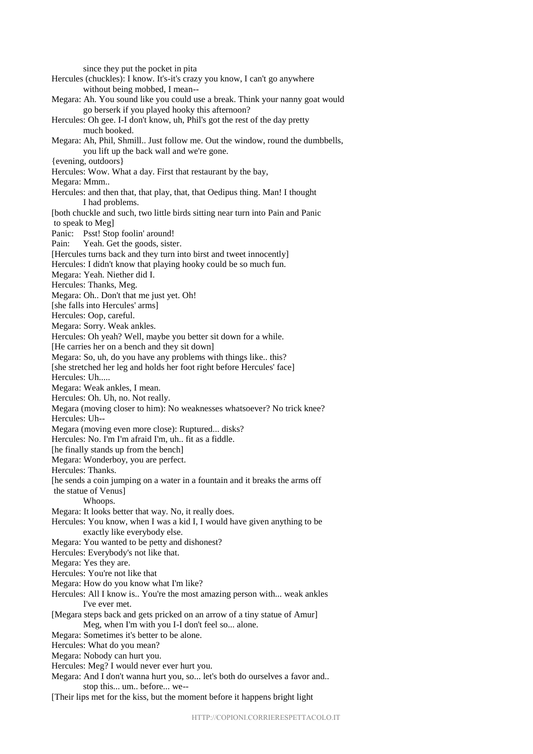since they put the pocket in pita

Hercules (chuckles): I know. It's-it's crazy you know, I can't go anywhere without being mobbed, I mean--

Megara: Ah. You sound like you could use a break. Think your nanny goat would go berserk if you played hooky this afternoon?

Hercules: Oh gee. I-I don't know, uh, Phil's got the rest of the day pretty much booked.

Megara: Ah, Phil, Shmill.. Just follow me. Out the window, round the dumbbells, you lift up the back wall and we're gone.

{evening, outdoors}

Hercules: Wow. What a day. First that restaurant by the bay,

Megara: Mmm..

Hercules: and then that, that play, that, that Oedipus thing. Man! I thought I had problems.

[both chuckle and such, two little birds sitting near turn into Pain and Panic to speak to Meg]

Panic: Psst! Stop foolin' around!

Pain: Yeah. Get the goods, sister.

[Hercules turns back and they turn into birst and tweet innocently]

Hercules: I didn't know that playing hooky could be so much fun.

Megara: Yeah. Niether did I.

Hercules: Thanks, Meg.

Megara: Oh.. Don't that me just yet. Oh!

[she falls into Hercules' arms]

Hercules: Oop, careful.

Megara: Sorry. Weak ankles.

Hercules: Oh yeah? Well, maybe you better sit down for a while.

[He carries her on a bench and they sit down]

Megara: So, uh, do you have any problems with things like.. this?

[she stretched her leg and holds her foot right before Hercules' face]

Hercules: Uh.....

Megara: Weak ankles, I mean.

Hercules: Oh. Uh, no. Not really.

Megara (moving closer to him): No weaknesses whatsoever? No trick knee?

Hercules: Uh--

Megara (moving even more close): Ruptured... disks?

Hercules: No. I'm I'm afraid I'm, uh.. fit as a fiddle.

[he finally stands up from the bench]

Megara: Wonderboy, you are perfect.

Hercules: Thanks.

[he sends a coin jumping on a water in a fountain and it breaks the arms off the statue of Venus]

Whoops.

Megara: It looks better that way. No, it really does.

Hercules: You know, when I was a kid I, I would have given anything to be exactly like everybody else.

Megara: You wanted to be petty and dishonest?

Hercules: Everybody's not like that.

Megara: Yes they are.

Hercules: You're not like that

Megara: How do you know what I'm like?

Hercules: All I know is.. You're the most amazing person with... weak ankles I've ever met.

[Megara steps back and gets pricked on an arrow of a tiny statue of Amur]

Meg, when I'm with you I-I don't feel so... alone.

Megara: Sometimes it's better to be alone.

Hercules: What do you mean?

Megara: Nobody can hurt you.

Hercules: Meg? I would never ever hurt you.

Megara: And I don't wanna hurt you, so... let's both do ourselves a favor and.. stop this... um.. before... we--

[Their lips met for the kiss, but the moment before it happens bright light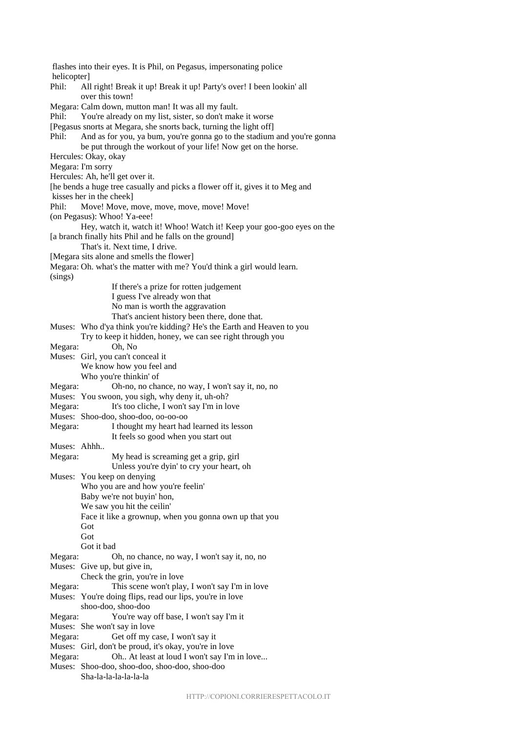flashes into their eyes. It is Phil, on Pegasus, impersonating police helicopter]

Phil: All right! Break it up! Break it up! Party's over! I been lookin' all over this town!

Megara: Calm down, mutton man! It was all my fault.

Phil: You're already on my list, sister, so don't make it worse

[Pegasus snorts at Megara, she snorts back, turning the light off]

Phil: And as for you, ya bum, you're gonna go to the stadium and you're gonna be put through the workout of your life! Now get on the horse.

Hercules: Okay, okay

Megara: I'm sorry

Hercules: Ah, he'll get over it.

[he bends a huge tree casually and picks a flower off it, gives it to Meg and kisses her in the cheek]

Phil: Move! Move, move, move, move, move! Move!

(on Pegasus): Whoo! Ya-eee!

Hey, watch it, watch it! Whoo! Watch it! Keep your goo-goo eyes on the

[a branch finally hits Phil and he falls on the ground]

That's it. Next time, I drive.

[Megara sits alone and smells the flower]

Megara: Oh. what's the matter with me? You'd think a girl would learn.

(sings)

If there's a prize for rotten judgement
I guess I've already won that
No man is worth the aggravation
That's ancient history been there, done that.

Muses: Who d'ya think you're kidding? He's the Earth and Heaven to you
Try to keep it hidden, honey, we can see right through you

Megara: Oh, No

Muses: Girl, you can't conceal it
We know how you feel and
Who you're thinkin' of

Megara: Oh-no, no chance, no way, I won't say it, no, no

Muses: You swoon, you sigh, why deny it, uh-oh?

Megara: It's too cliche, I won't say I'm in love

Muses: Shoo-doo, shoo-doo, oo-oo-oo

Megara: I thought my heart had learned its lesson
It feels so good when you start out

Muses: Ahhh..

Megara: My head is screaming get a grip, girl
Unless you're dyin' to cry your heart, oh

Muses: You keep on denying
Who you are and how you're feelin'
Baby we're not buyin' hon,
We saw you hit the ceilin'
Face it like a grownup, when you gonna own up that you
Got
Got
Got it bad

Megara: Oh, no chance, no way, I won't say it, no, no

Muses: Give up, but give in,
Check the grin, you're in love

Megara: This scene won't play, I won't say I'm in love

Muses: You're doing flips, read our lips, you're in love
shoo-doo, shoo-doo

Megara: You're way off base, I won't say I'm it

Muses: She won't say in love

Megara: Get off my case, I won't say it

Muses: Girl, don't be proud, it's okay, you're in love

Megara: Oh.. At least at loud I won't say I'm in love...

Muses: Shoo-doo, shoo-doo, shoo-doo, shoo-doo
Sha-la-la-la-la-la-la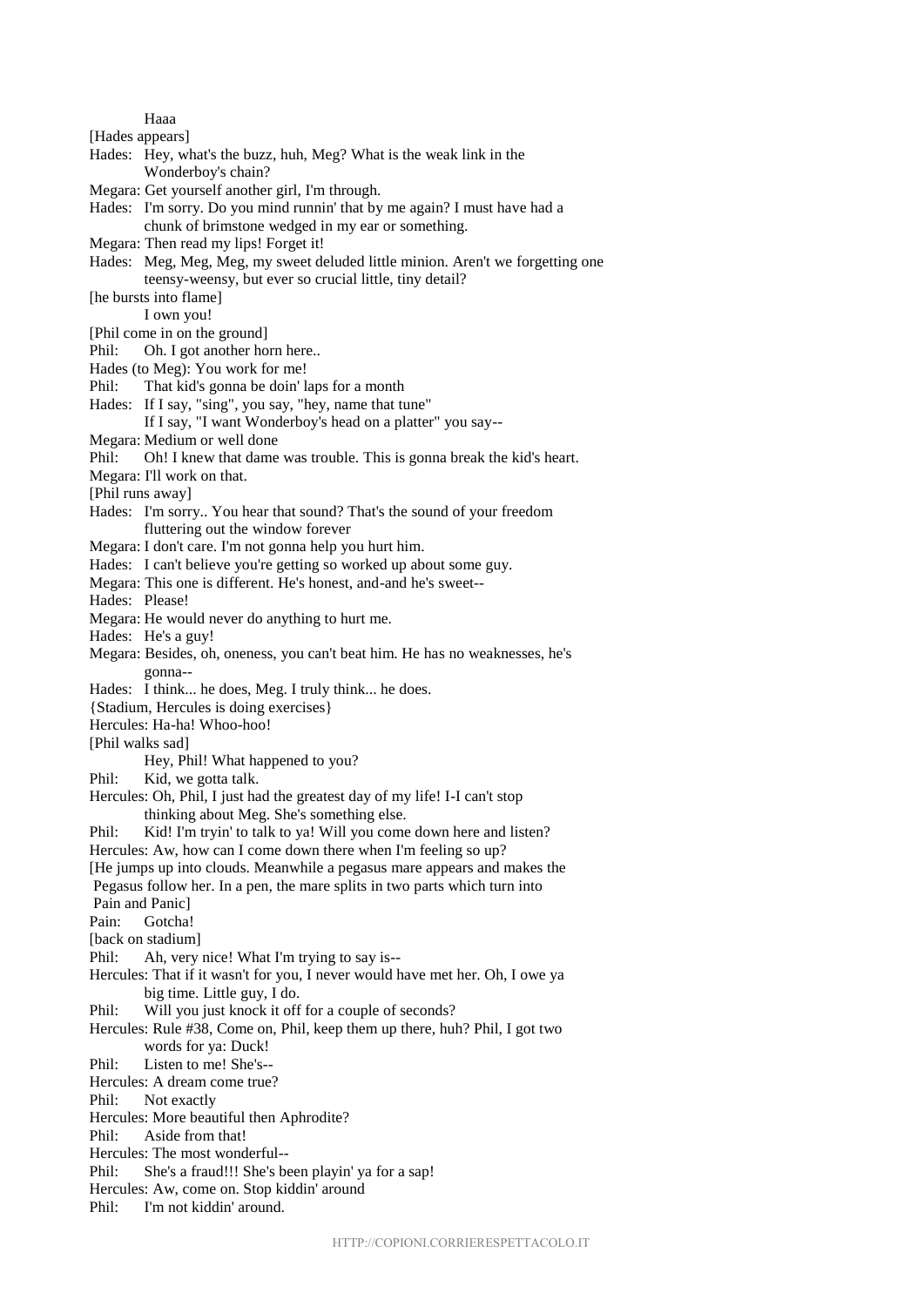Haaa

[Hades appears]

Hades: Hey, what's the buzz, huh, Meg? What is the weak link in the Wonderboy's chain?

Megara: Get yourself another girl, I'm through.

Hades: I'm sorry. Do you mind runnin' that by me again? I must have had a chunk of brimstone wedged in my ear or something.

Megara: Then read my lips! Forget it!

Hades: Meg, Meg, Meg, my sweet deluded little minion. Aren't we forgetting one teensy-weensy, but ever so crucial little, tiny detail?

[he bursts into flame]

I own you!

[Phil come in on the ground]

Phil: Oh. I got another horn here..

Hades (to Meg): You work for me!

Phil: That kid's gonna be doin' laps for a month

Hades: If I say, "sing", you say, "hey, name that tune"
If I say, "I want Wonderboy's head on a platter" you say--

Megara: Medium or well done

Phil: Oh! I knew that dame was trouble. This is gonna break the kid's heart.

Megara: I'll work on that.

[Phil runs away]

Hades: I'm sorry.. You hear that sound? That's the sound of your freedom fluttering out the window forever

Megara: I don't care. I'm not gonna help you hurt him.

Hades: I can't believe you're getting so worked up about some guy.

Megara: This one is different. He's honest, and-and he's sweet--

Hades: Please!

Megara: He would never do anything to hurt me.

Hades: He's a guy!

Megara: Besides, oh, oneness, you can't beat him. He has no weaknesses, he's gonna--

Hades: I think... he does, Meg. I truly think... he does.

{Stadium, Hercules is doing exercises}

Hercules: Ha-ha! Whoo-hoo!

[Phil walks sad]

Hey, Phil! What happened to you?

Phil: Kid, we gotta talk.

Hercules: Oh, Phil, I just had the greatest day of my life! I-I can't stop thinking about Meg. She's something else.

Phil: Kid! I'm tryin' to talk to ya! Will you come down here and listen?

Hercules: Aw, how can I come down there when I'm feeling so up?

[He jumps up into clouds. Meanwhile a pegasus mare appears and makes the Pegasus follow her. In a pen, the mare splits in two parts which turn into Pain and Panic]

Pain: Gotcha!

[back on stadium]

Phil: Ah, very nice! What I'm trying to say is--

Hercules: That if it wasn't for you, I never would have met her. Oh, I owe ya big time. Little guy, I do.

Phil: Will you just knock it off for a couple of seconds?

Hercules: Rule #38, Come on, Phil, keep them up there, huh? Phil, I got two words for ya: Duck!

Phil: Listen to me! She's--

Hercules: A dream come true?

Phil: Not exactly

Hercules: More beautiful then Aphrodite?

Phil: Aside from that!

Hercules: The most wonderful--

Phil: She's a fraud!!! She's been playin' ya for a sap!

Hercules: Aw, come on. Stop kiddin' around

Phil: I'm not kiddin' around.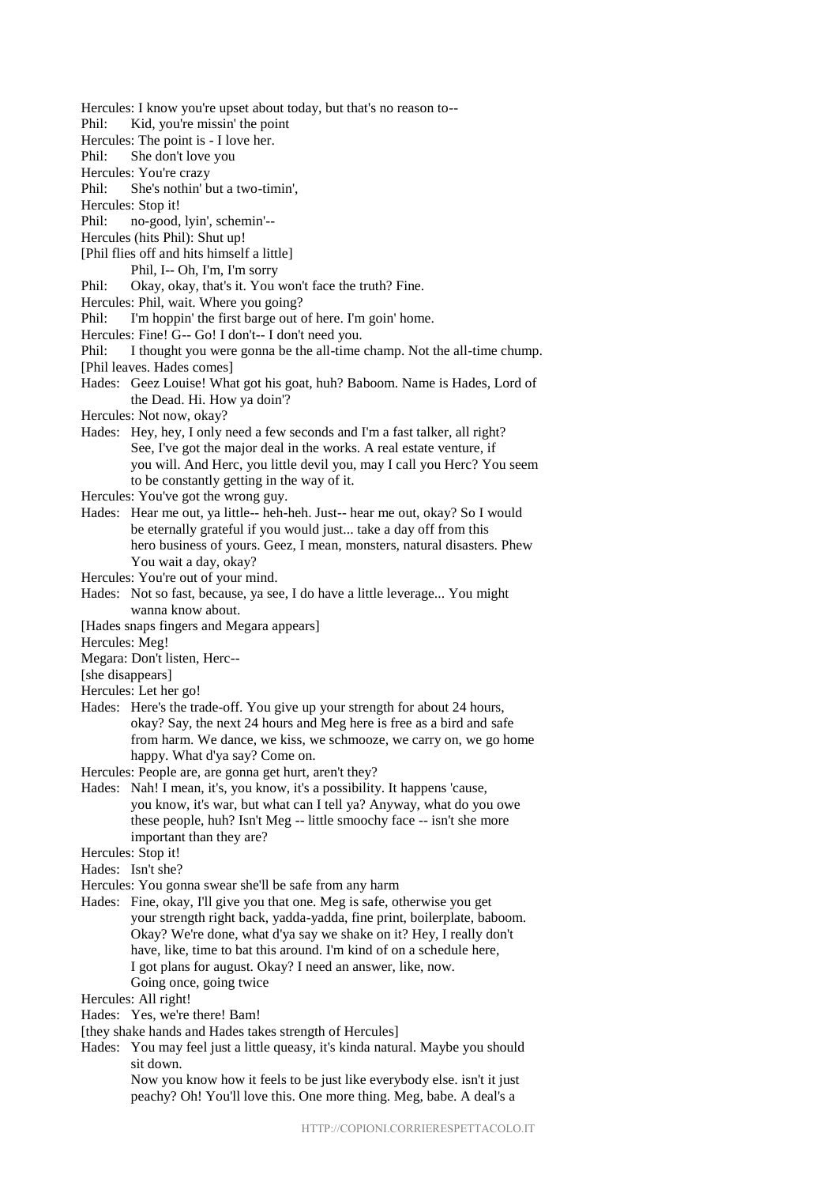Hercules: I know you're upset about today, but that's no reason to--
Phil: Kid, you're missin' the point
Hercules: The point is - I love her.
Phil: She don't love you
Hercules: You're crazy
Phil: She's nothin' but a two-timin',
Hercules: Stop it!
Phil: no-good, lyin', schemin'--
Hercules (hits Phil): Shut up!
[Phil flies off and hits himself a little]
Phil, I-- Oh, I'm, I'm sorry
Phil: Okay, okay, that's it. You won't face the truth? Fine.
Hercules: Phil, wait. Where you going?
Phil: I'm hoppin' the first barge out of here. I'm goin' home.
Hercules: Fine! G-- Go! I don't-- I don't need you.
Phil: I thought you were gonna be the all-time champ. Not the all-time chump.
[Phil leaves. Hades comes]
Hades: Geez Louise! What got his goat, huh? Baboom. Name is Hades, Lord of the Dead. Hi. How ya doin'?
Hercules: Not now, okay?
Hades: Hey, hey, I only need a few seconds and I'm a fast talker, all right? See, I've got the major deal in the works. A real estate venture, if you will. And Herc, you little devil you, may I call you Herc? You seem to be constantly getting in the way of it.
Hercules: You've got the wrong guy.
Hades: Hear me out, ya little-- heh-heh. Just-- hear me out, okay? So I would be eternally grateful if you would just... take a day off from this hero business of yours. Geez, I mean, monsters, natural disasters. Phew You wait a day, okay?
Hercules: You're out of your mind.
Hades: Not so fast, because, ya see, I do have a little leverage... You might wanna know about.
[Hades snaps fingers and Megara appears]
Hercules: Meg!
Megara: Don't listen, Herc--
[she disappears]
Hercules: Let her go!
Hades: Here's the trade-off. You give up your strength for about 24 hours, okay? Say, the next 24 hours and Meg here is free as a bird and safe from harm. We dance, we kiss, we schmooze, we carry on, we go home happy. What d'ya say? Come on.
Hercules: People are, are gonna get hurt, aren't they?
Hades: Nah! I mean, it's, you know, it's a possibility. It happens 'cause, you know, it's war, but what can I tell ya? Anyway, what do you owe these people, huh? Isn't Meg -- little smoochy face -- isn't she more important than they are?
Hercules: Stop it!
Hades: Isn't she?
Hercules: You gonna swear she'll be safe from any harm
Hades: Fine, okay, I'll give you that one. Meg is safe, otherwise you get your strength right back, yadda-yadda, fine print, boilerplate, baboom. Okay? We're done, what d'ya say we shake on it? Hey, I really don't have, like, time to bat this around. I'm kind of on a schedule here, I got plans for august. Okay? I need an answer, like, now. Going once, going twice
Hercules: All right!
Hades: Yes, we're there! Bam!
[they shake hands and Hades takes strength of Hercules]
Hades: You may feel just a little queasy, it's kinda natural. Maybe you should sit down.
Now you know how it feels to be just like everybody else. isn't it just peachy? Oh! You'll love this. One more thing. Meg, babe. A deal's a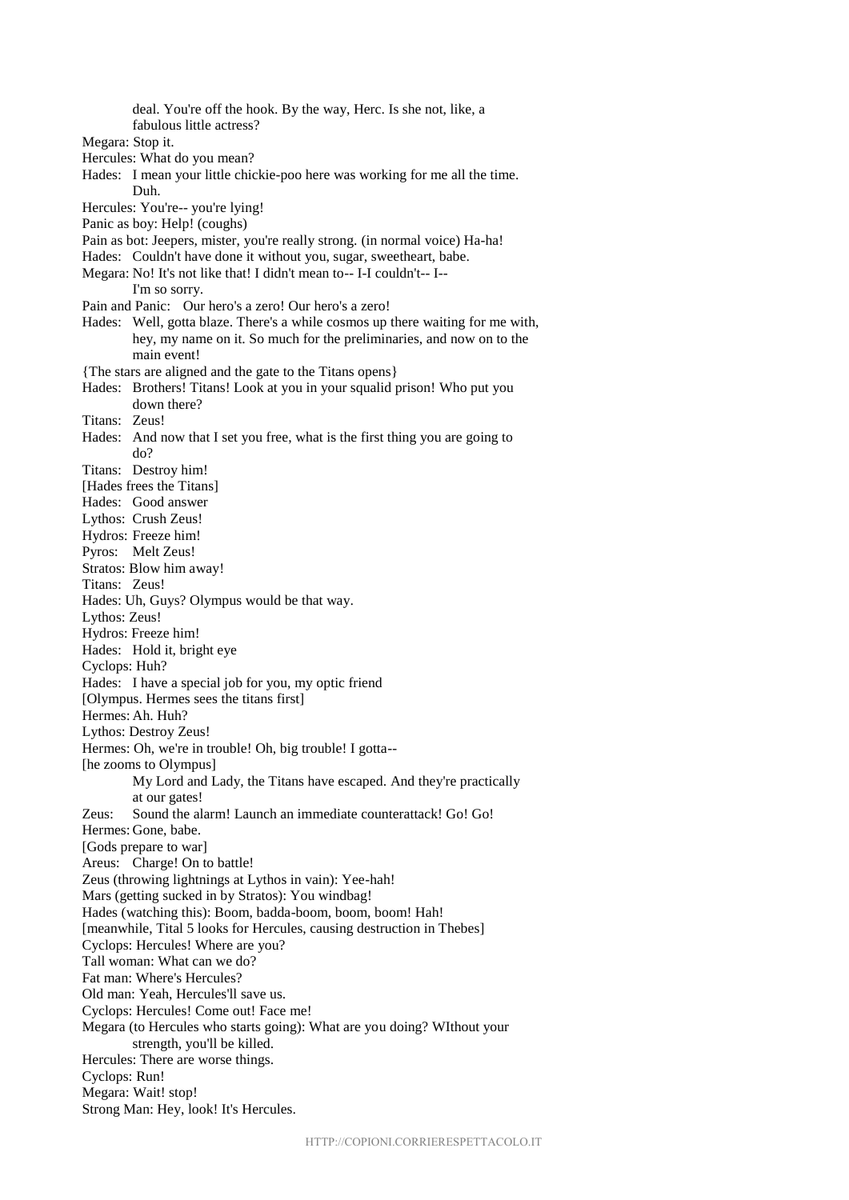deal. You're off the hook. By the way, Herc. Is she not, like, a fabulous little actress?

Megara: Stop it.

Hercules: What do you mean?

Hades: I mean your little chickie-poo here was working for me all the time. Duh.

Hercules: You're-- you're lying!

Panic as boy: Help! (coughs)

Pain as bot: Jeepers, mister, you're really strong. (in normal voice) Ha-ha!

Hades: Couldn't have done it without you, sugar, sweetheart, babe.

Megara: No! It's not like that! I didn't mean to-- I-I couldn't-- I-- I'm so sorry.

Pain and Panic: Our hero's a zero! Our hero's a zero!

Hades: Well, gotta blaze. There's a while cosmos up there waiting for me with, hey, my name on it. So much for the preliminaries, and now on to the main event!

{The stars are aligned and the gate to the Titans opens}

Hades: Brothers! Titans! Look at you in your squalid prison! Who put you down there?

Titans: Zeus!

Hades: And now that I set you free, what is the first thing you are going to do?

Titans: Destroy him!

[Hades frees the Titans]

Hades: Good answer

Lythos: Crush Zeus!

Hydros: Freeze him!

Pyros: Melt Zeus!

Stratos: Blow him away!

Titans: Zeus!

Hades: Uh, Guys? Olympus would be that way.

Lythos: Zeus!

Hydros: Freeze him!

Hades: Hold it, bright eye

Cyclops: Huh?

Hades: I have a special job for you, my optic friend

[Olympus. Hermes sees the titans first]

Hermes: Ah. Huh?

Lythos: Destroy Zeus!

Hermes: Oh, we're in trouble! Oh, big trouble! I gotta--

[he zooms to Olympus]

My Lord and Lady, the Titans have escaped. And they're practically at our gates!

Zeus: Sound the alarm! Launch an immediate counterattack! Go! Go!

Hermes: Gone, babe.

[Gods prepare to war]

Areus: Charge! On to battle!

Zeus (throwing lightnings at Lythos in vain): Yee-hah!

Mars (getting sucked in by Stratos): You windbag!

Hades (watching this): Boom, badda-boom, boom, boom! Hah!

[meanwhile, Tital 5 looks for Hercules, causing destruction in Thebes]

Cyclops: Hercules! Where are you?

Tall woman: What can we do?

Fat man: Where's Hercules?

Old man: Yeah, Hercules'll save us.

Cyclops: Hercules! Come out! Face me!

Megara (to Hercules who starts going): What are you doing? WIthout your strength, you'll be killed.

Hercules: There are worse things.

Cyclops: Run!

Megara: Wait! stop!

Strong Man: Hey, look! It's Hercules.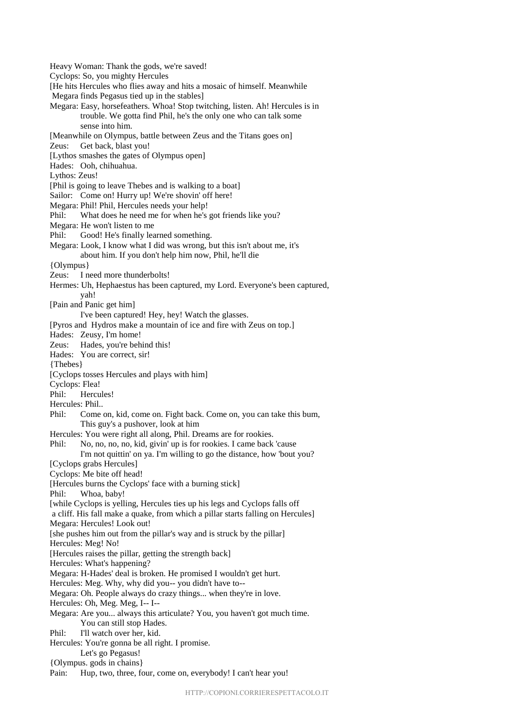Heavy Woman: Thank the gods, we're saved!
Cyclops: So, you mighty Hercules
[He hits Hercules who flies away and hits a mosaic of himself. Meanwhile Megara finds Pegasus tied up in the stables]
Megara: Easy, horsefeathers. Whoa! Stop twitching, listen. Ah! Hercules is in trouble. We gotta find Phil, he's the only one who can talk some sense into him.
[Meanwhile on Olympus, battle between Zeus and the Titans goes on]
Zeus: Get back, blast you!
[Lythos smashes the gates of Olympus open]
Hades: Ooh, chihuahua.
Lythos: Zeus!
[Phil is going to leave Thebes and is walking to a boat]
Sailor: Come on! Hurry up! We're shovin' off here!
Megara: Phil! Phil, Hercules needs your help!
Phil: What does he need me for when he's got friends like you?
Megara: He won't listen to me
Phil: Good! He's finally learned something.
Megara: Look, I know what I did was wrong, but this isn't about me, it's about him. If you don't help him now, Phil, he'll die
{Olympus}
Zeus: I need more thunderbolts!
Hermes: Uh, Hephaestus has been captured, my Lord. Everyone's been captured, yah!
[Pain and Panic get him]
I've been captured! Hey, hey! Watch the glasses.
[Pyros and Hydros make a mountain of ice and fire with Zeus on top.]
Hades: Zeusy, I'm home!
Zeus: Hades, you're behind this!
Hades: You are correct, sir!
{Thebes}
[Cyclops tosses Hercules and plays with him]
Cyclops: Flea!
Phil: Hercules!
Hercules: Phil..
Phil: Come on, kid, come on. Fight back. Come on, you can take this bum, This guy's a pushover, look at him
Hercules: You were right all along, Phil. Dreams are for rookies.
Phil: No, no, no, no, kid, givin' up is for rookies. I came back 'cause I'm not quittin' on ya. I'm willing to go the distance, how 'bout you?
[Cyclops grabs Hercules]
Cyclops: Me bite off head!
[Hercules burns the Cyclops' face with a burning stick]
Phil: Whoa, baby!
[while Cyclops is yelling, Hercules ties up his legs and Cyclops falls off a cliff. His fall make a quake, from which a pillar starts falling on Hercules]
Megara: Hercules! Look out!
[she pushes him out from the pillar's way and is struck by the pillar]
Hercules: Meg! No!
[Hercules raises the pillar, getting the strength back]
Hercules: What's happening?
Megara: H-Hades' deal is broken. He promised I wouldn't get hurt.
Hercules: Meg. Why, why did you-- you didn't have to--
Megara: Oh. People always do crazy things... when they're in love.
Hercules: Oh, Meg. Meg, I-- I--
Megara: Are you... always this articulate? You, you haven't got much time. You can still stop Hades.
Phil: I'll watch over her, kid.
Hercules: You're gonna be all right. I promise.
Let's go Pegasus!
{Olympus. gods in chains}
Pain: Hup, two, three, four, come on, everybody! I can't hear you!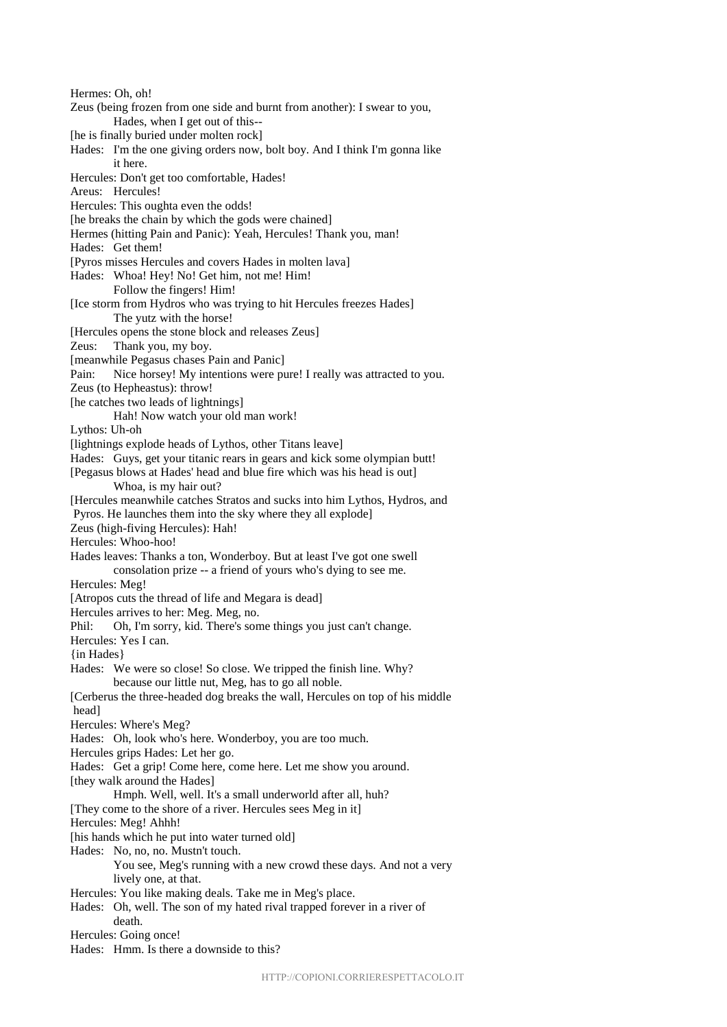Hermes: Oh, oh!

Zeus (being frozen from one side and burnt from another): I swear to you, Hades, when I get out of this--

[he is finally buried under molten rock]

Hades: I'm the one giving orders now, bolt boy. And I think I'm gonna like it here.

Hercules: Don't get too comfortable, Hades!

Areus: Hercules!

Hercules: This oughta even the odds!

[he breaks the chain by which the gods were chained]

Hermes (hitting Pain and Panic): Yeah, Hercules! Thank you, man!

Hades: Get them!

[Pyros misses Hercules and covers Hades in molten lava]

Hades: Whoa! Hey! No! Get him, not me! Him! Follow the fingers! Him!

[Ice storm from Hydros who was trying to hit Hercules freezes Hades]

The yutz with the horse!

[Hercules opens the stone block and releases Zeus]

Zeus: Thank you, my boy.

[meanwhile Pegasus chases Pain and Panic]

Pain: Nice horsey! My intentions were pure! I really was attracted to you.

Zeus (to Hepheastus): throw!

[he catches two leads of lightnings]

Hah! Now watch your old man work!

Lythos: Uh-oh

[lightnings explode heads of Lythos, other Titans leave]

Hades: Guys, get your titanic rears in gears and kick some olympian butt!

[Pegasus blows at Hades' head and blue fire which was his head is out]

Whoa, is my hair out?

[Hercules meanwhile catches Stratos and sucks into him Lythos, Hydros, and Pyros. He launches them into the sky where they all explode]

Zeus (high-fiving Hercules): Hah!

Hercules: Whoo-hoo!

Hades leaves: Thanks a ton, Wonderboy. But at least I've got one swell consolation prize -- a friend of yours who's dying to see me.

Hercules: Meg!

[Atropos cuts the thread of life and Megara is dead]

Hercules arrives to her: Meg. Meg, no.

Phil: Oh, I'm sorry, kid. There's some things you just can't change.

Hercules: Yes I can.

{in Hades}

Hades: We were so close! So close. We tripped the finish line. Why? because our little nut, Meg, has to go all noble.

[Cerberus the three-headed dog breaks the wall, Hercules on top of his middle head]

Hercules: Where's Meg?

Hades: Oh, look who's here. Wonderboy, you are too much.

Hercules grips Hades: Let her go.

Hades: Get a grip! Come here, come here. Let me show you around.

[they walk around the Hades]

Hmph. Well, well. It's a small underworld after all, huh?

[They come to the shore of a river. Hercules sees Meg in it]

Hercules: Meg! Ahhh!

[his hands which he put into water turned old]

Hades: No, no, no. Mustn't touch.
You see, Meg's running with a new crowd these days. And not a very lively one, at that.

Hercules: You like making deals. Take me in Meg's place.

Hades: Oh, well. The son of my hated rival trapped forever in a river of death.

Hercules: Going once!

Hades: Hmm. Is there a downside to this?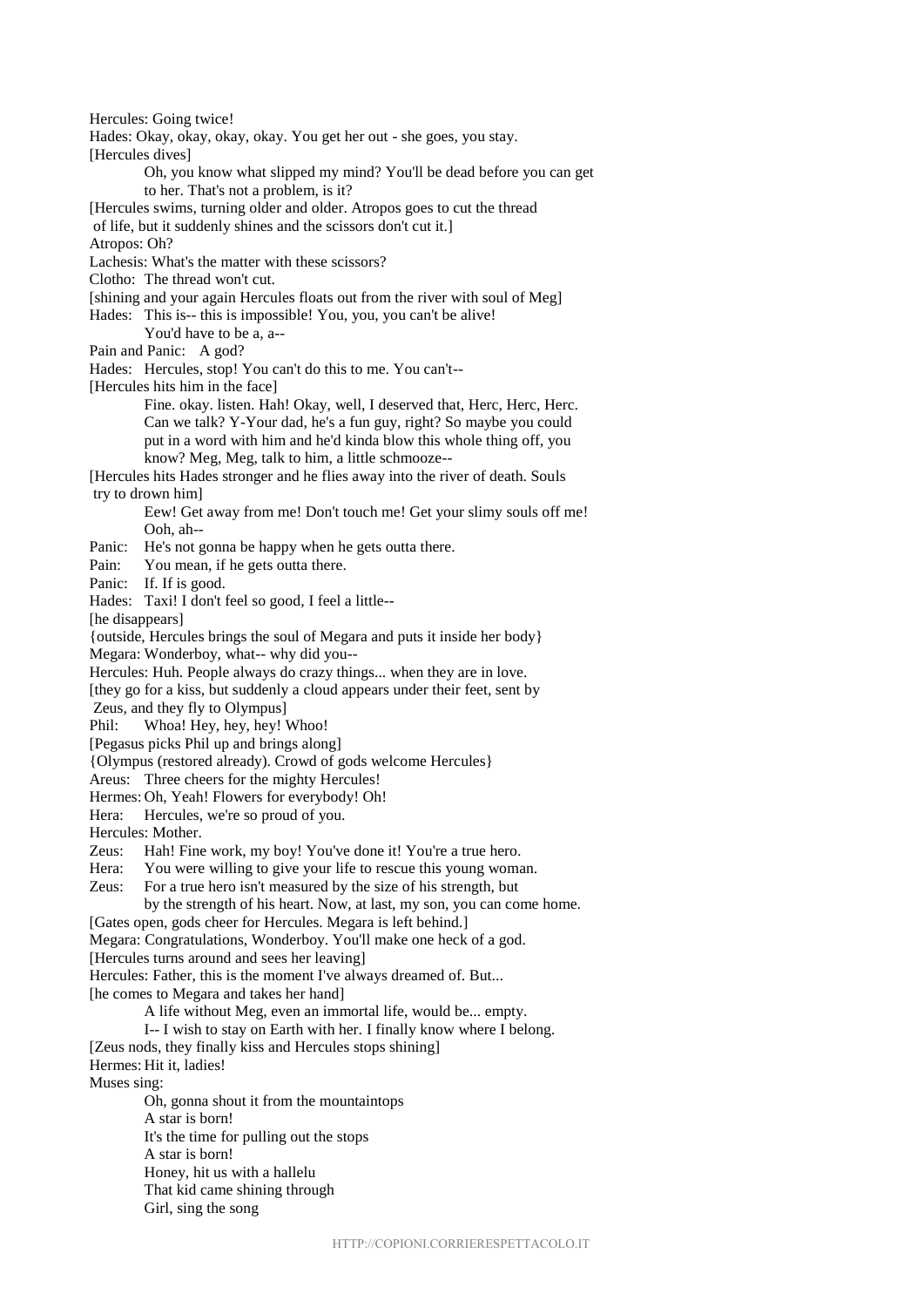Hercules: Going twice!
Hades: Okay, okay, okay, okay. You get her out - she goes, you stay.
[Hercules dives]
Oh, you know what slipped my mind? You'll be dead before you can get to her. That's not a problem, is it?
[Hercules swims, turning older and older. Atropos goes to cut the thread of life, but it suddenly shines and the scissors don't cut it.]
Atropos: Oh?
Lachesis: What's the matter with these scissors?
Clotho: The thread won't cut.
[shining and your again Hercules floats out from the river with soul of Meg]
Hades: This is-- this is impossible! You, you, you can't be alive!
You'd have to be a, a--
Pain and Panic: A god?
Hades: Hercules, stop! You can't do this to me. You can't--
[Hercules hits him in the face]
Fine. okay. listen. Hah! Okay, well, I deserved that, Herc, Herc, Herc. Can we talk? Y-Your dad, he's a fun guy, right? So maybe you could put in a word with him and he'd kinda blow this whole thing off, you know? Meg, Meg, talk to him, a little schmooze--
[Hercules hits Hades stronger and he flies away into the river of death. Souls try to drown him]
Eew! Get away from me! Don't touch me! Get your slimy souls off me! Ooh, ah--
Panic: He's not gonna be happy when he gets outta there.
Pain: You mean, if he gets outta there.
Panic: If. If is good.
Hades: Taxi! I don't feel so good, I feel a little--
[he disappears]
{outside, Hercules brings the soul of Megara and puts it inside her body}
Megara: Wonderboy, what-- why did you--
Hercules: Huh. People always do crazy things... when they are in love.
[they go for a kiss, but suddenly a cloud appears under their feet, sent by Zeus, and they fly to Olympus]
Phil: Whoa! Hey, hey, hey! Whoo!
[Pegasus picks Phil up and brings along]
{Olympus (restored already). Crowd of gods welcome Hercules}
Areus: Three cheers for the mighty Hercules!
Hermes: Oh, Yeah! Flowers for everybody! Oh!
Hera: Hercules, we're so proud of you.
Hercules: Mother.
Zeus: Hah! Fine work, my boy! You've done it! You're a true hero.
Hera: You were willing to give your life to rescue this young woman.
Zeus: For a true hero isn't measured by the size of his strength, but by the strength of his heart. Now, at last, my son, you can come home.
[Gates open, gods cheer for Hercules. Megara is left behind.]
Megara: Congratulations, Wonderboy. You'll make one heck of a god.
[Hercules turns around and sees her leaving]
Hercules: Father, this is the moment I've always dreamed of. But...
[he comes to Megara and takes her hand]
A life without Meg, even an immortal life, would be... empty.
I-- I wish to stay on Earth with her. I finally know where I belong.
[Zeus nods, they finally kiss and Hercules stops shining]
Hermes: Hit it, ladies!
Muses sing:
Oh, gonna shout it from the mountaintops
A star is born!
It's the time for pulling out the stops
A star is born!
Honey, hit us with a hallelu
That kid came shining through
Girl, sing the song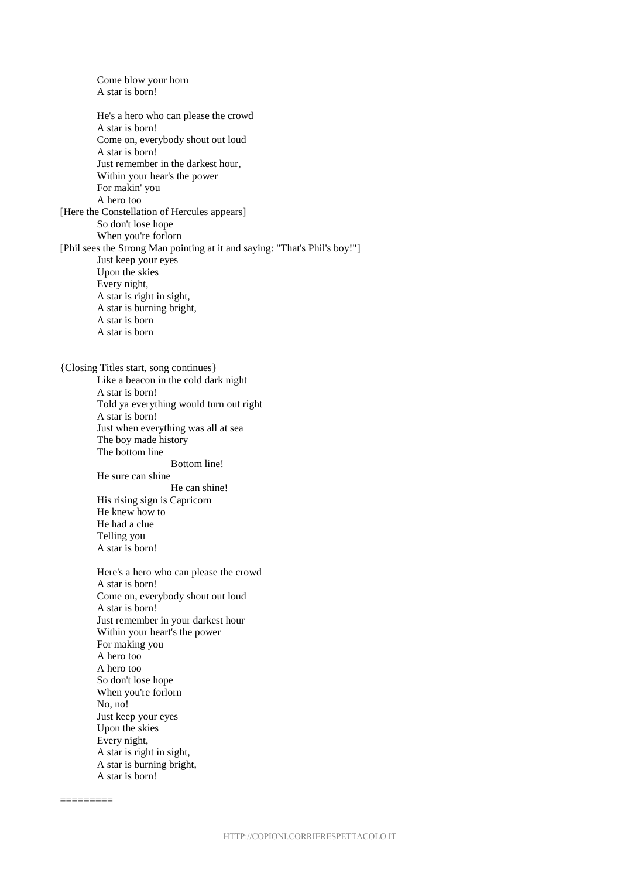Come blow your horn
A star is born!

He's a hero who can please the crowd
A star is born!
Come on, everybody shout out loud
A star is born!
Just remember in the darkest hour,
Within your hear's the power
For makin' you
A hero too

[Here the Constellation of Hercules appears]

So don't lose hope
When you're forlorn

[Phil sees the Strong Man pointing at it and saying: "That's Phil's boy!"]

Just keep your eyes
Upon the skies
Every night,
A star is right in sight,
A star is burning bright,
A star is born
A star is born

{Closing Titles start, song continues}

Like a beacon in the cold dark night
A star is born!
Told ya everything would turn out right
A star is born!
Just when everything was all at sea
The boy made history
The bottom line
Bottom line!
He sure can shine
He can shine!
His rising sign is Capricorn
He knew how to
He had a clue
Telling you
A star is born!

Here's a hero who can please the crowd
A star is born!
Come on, everybody shout out loud
A star is born!
Just remember in your darkest hour
Within your heart's the power
For making you
A hero too
A hero too
So don't lose hope
When you're forlorn
No, no!
Just keep your eyes
Upon the skies
Every night,
A star is right in sight,
A star is burning bright,
A star is born!

=========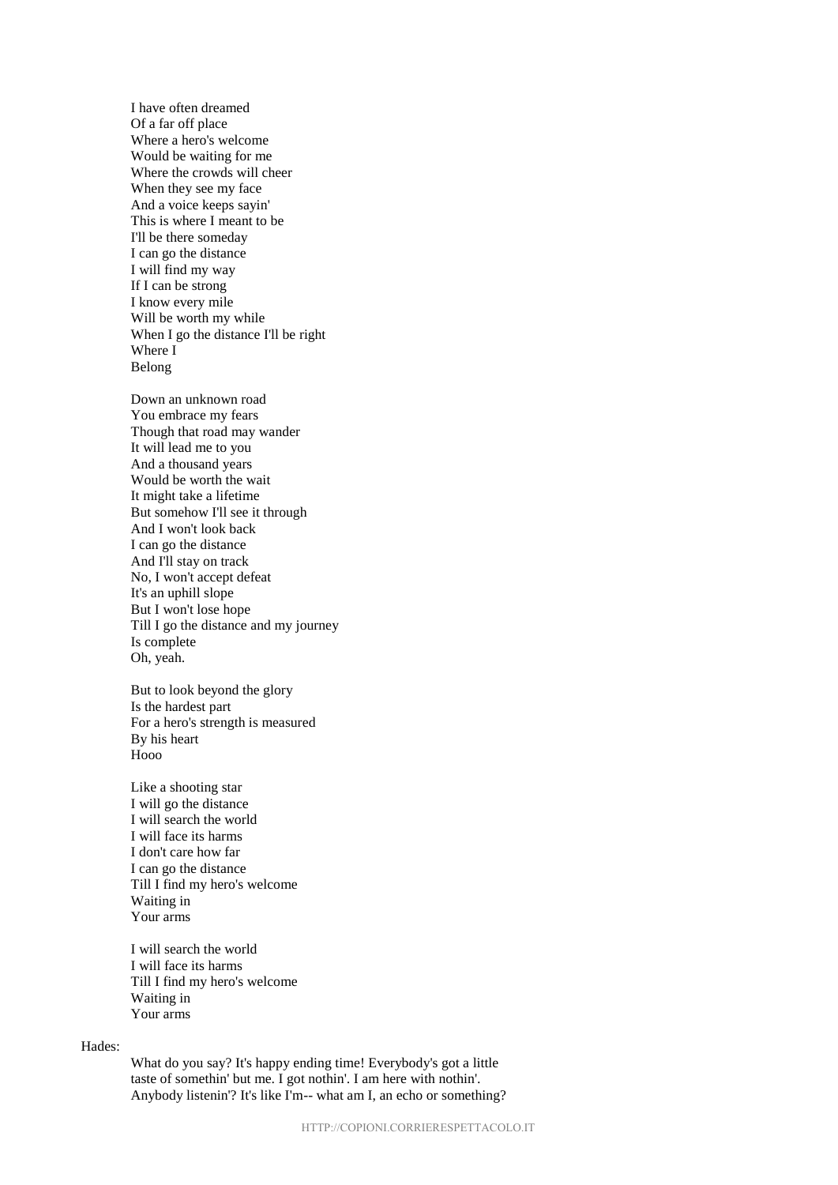I have often dreamed
Of a far off place
Where a hero's welcome
Would be waiting for me
Where the crowds will cheer
When they see my face
And a voice keeps sayin'
This is where I meant to be
I'll be there someday
I can go the distance
I will find my way
If I can be strong
I know every mile
Will be worth my while
When I go the distance I'll be right
Where I
Belong

Down an unknown road
You embrace my fears
Though that road may wander
It will lead me to you
And a thousand years
Would be worth the wait
It might take a lifetime
But somehow I'll see it through
And I won't look back
I can go the distance
And I'll stay on track
No, I won't accept defeat
It's an uphill slope
But I won't lose hope
Till I go the distance and my journey
Is complete
Oh, yeah.

But to look beyond the glory
Is the hardest part
For a hero's strength is measured
By his heart
Hooo

Like a shooting star
I will go the distance
I will search the world
I will face its harms
I don't care how far
I can go the distance
Till I find my hero's welcome
Waiting in
Your arms

I will search the world
I will face its harms
Till I find my hero's welcome
Waiting in
Your arms

Hades:

What do you say? It's happy ending time! Everybody's got a little taste of somethin' but me. I got nothin'. I am here with nothin'. Anybody listenin'? It's like I'm-- what am I, an echo or something?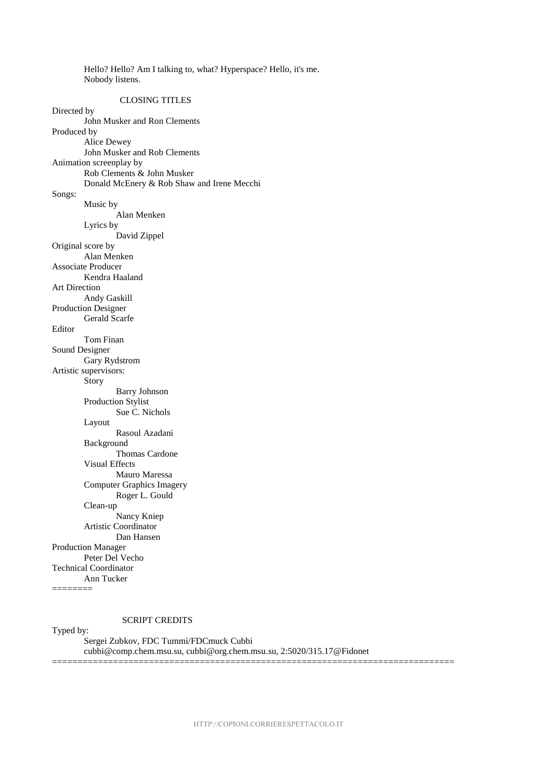Hello? Hello? Am I talking to, what? Hyperspace? Hello, it's me.
Nobody listens.

CLOSING TITLES

Directed by
John Musker and Ron Clements

Produced by
Alice Dewey
John Musker and Rob Clements

Animation screenplay by
Rob Clements & John Musker
Donald McEnery & Rob Shaw and Irene Mecchi

Songs:
Music by
Alan Menken
Lyrics by
David Zippel

Original score by
Alan Menken

Associate Producer
Kendra Haaland

Art Direction
Andy Gaskill

Production Designer
Gerald Scarfe

Editor
Tom Finan

Sound Designer
Gary Rydstrom

Artistic supervisors:
Story
Barry Johnson
Production Stylist
Sue C. Nichols
Layout
Rasoul Azadani
Background
Thomas Cardone
Visual Effects
Mauro Maressa
Computer Graphics Imagery
Roger L. Gould
Clean-up
Nancy Kniep
Artistic Coordinator
Dan Hansen

Production Manager
Peter Del Vecho

Technical Coordinator
Ann Tucker

========

SCRIPT CREDITS

Typed by:
Sergei Zubkov, FDC Tummi/FDCmuck Cubbi
cubbi@comp.chem.msu.su, cubbi@org.chem.msu.su, 2:5020/315.17@Fidonet

==============================================================================